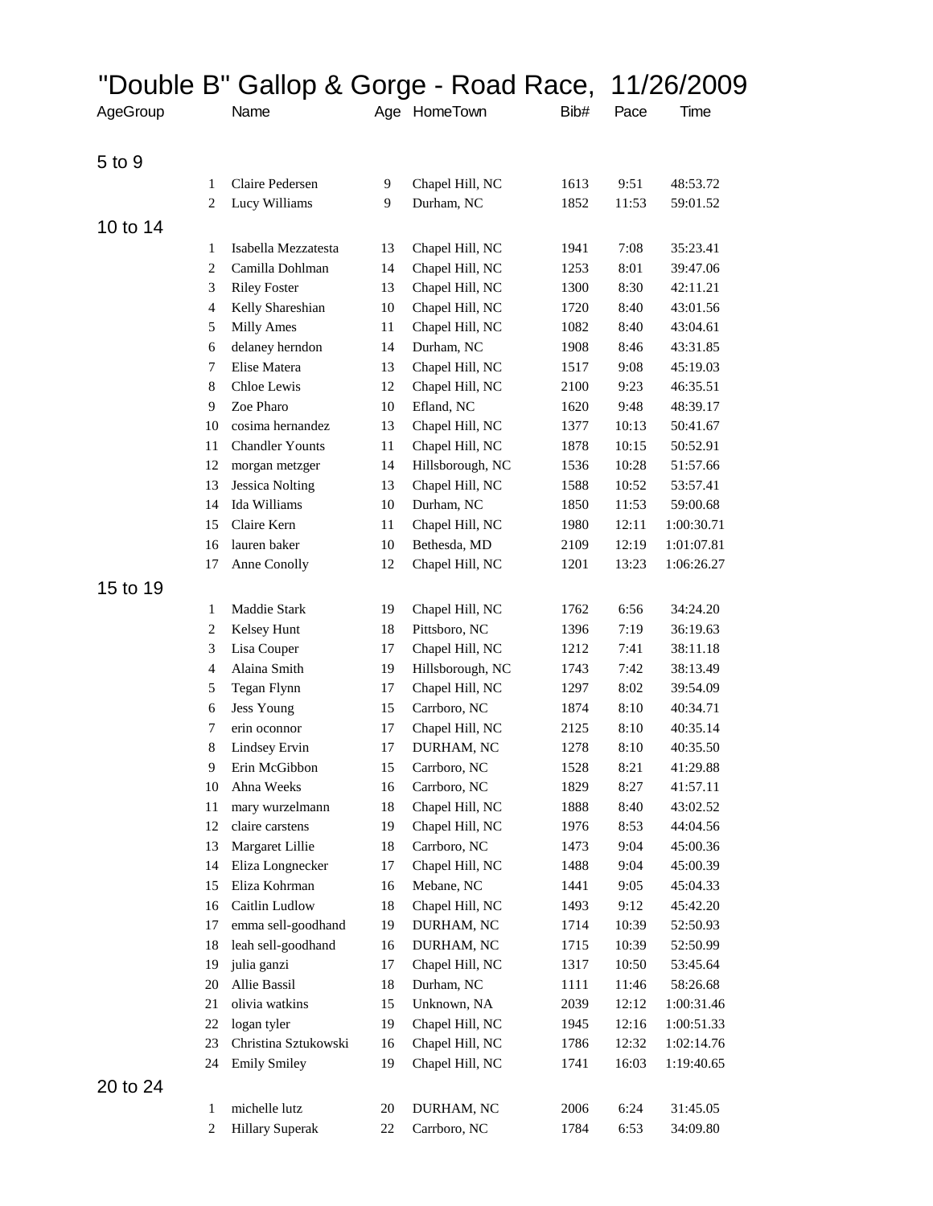# "Double B" Gallop & Gorge - Road Race, 11/26/2009

| AgeGroup | | Name | Age | HomeTown | Bib# | Pace | Time |
|---|---|---|---|---|---|---|---|
| 5 to 9 | | | | | | | |
| | 1 | Claire Pedersen | 9 | Chapel Hill, NC | 1613 | 9:51 | 48:53.72 |
| | 2 | Lucy Williams | 9 | Durham, NC | 1852 | 11:53 | 59:01.52 |
| 10 to 14 | | | | | | | |
| | 1 | Isabella Mezzatesta | 13 | Chapel Hill, NC | 1941 | 7:08 | 35:23.41 |
| | 2 | Camilla Dohlman | 14 | Chapel Hill, NC | 1253 | 8:01 | 39:47.06 |
| | 3 | Riley Foster | 13 | Chapel Hill, NC | 1300 | 8:30 | 42:11.21 |
| | 4 | Kelly Shareshian | 10 | Chapel Hill, NC | 1720 | 8:40 | 43:01.56 |
| | 5 | Milly Ames | 11 | Chapel Hill, NC | 1082 | 8:40 | 43:04.61 |
| | 6 | delaney herndon | 14 | Durham, NC | 1908 | 8:46 | 43:31.85 |
| | 7 | Elise Matera | 13 | Chapel Hill, NC | 1517 | 9:08 | 45:19.03 |
| | 8 | Chloe Lewis | 12 | Chapel Hill, NC | 2100 | 9:23 | 46:35.51 |
| | 9 | Zoe Pharo | 10 | Efland, NC | 1620 | 9:48 | 48:39.17 |
| | 10 | cosima hernandez | 13 | Chapel Hill, NC | 1377 | 10:13 | 50:41.67 |
| | 11 | Chandler Younts | 11 | Chapel Hill, NC | 1878 | 10:15 | 50:52.91 |
| | 12 | morgan metzger | 14 | Hillsborough, NC | 1536 | 10:28 | 51:57.66 |
| | 13 | Jessica Nolting | 13 | Chapel Hill, NC | 1588 | 10:52 | 53:57.41 |
| | 14 | Ida Williams | 10 | Durham, NC | 1850 | 11:53 | 59:00.68 |
| | 15 | Claire Kern | 11 | Chapel Hill, NC | 1980 | 12:11 | 1:00:30.71 |
| | 16 | lauren baker | 10 | Bethesda, MD | 2109 | 12:19 | 1:01:07.81 |
| | 17 | Anne Conolly | 12 | Chapel Hill, NC | 1201 | 13:23 | 1:06:26.27 |
| 15 to 19 | | | | | | | |
| | 1 | Maddie Stark | 19 | Chapel Hill, NC | 1762 | 6:56 | 34:24.20 |
| | 2 | Kelsey Hunt | 18 | Pittsboro, NC | 1396 | 7:19 | 36:19.63 |
| | 3 | Lisa Couper | 17 | Chapel Hill, NC | 1212 | 7:41 | 38:11.18 |
| | 4 | Alaina Smith | 19 | Hillsborough, NC | 1743 | 7:42 | 38:13.49 |
| | 5 | Tegan Flynn | 17 | Chapel Hill, NC | 1297 | 8:02 | 39:54.09 |
| | 6 | Jess Young | 15 | Carrboro, NC | 1874 | 8:10 | 40:34.71 |
| | 7 | erin oconnor | 17 | Chapel Hill, NC | 2125 | 8:10 | 40:35.14 |
| | 8 | Lindsey Ervin | 17 | DURHAM, NC | 1278 | 8:10 | 40:35.50 |
| | 9 | Erin McGibbon | 15 | Carrboro, NC | 1528 | 8:21 | 41:29.88 |
| | 10 | Ahna Weeks | 16 | Carrboro, NC | 1829 | 8:27 | 41:57.11 |
| | 11 | mary wurzelmann | 18 | Chapel Hill, NC | 1888 | 8:40 | 43:02.52 |
| | 12 | claire carstens | 19 | Chapel Hill, NC | 1976 | 8:53 | 44:04.56 |
| | 13 | Margaret Lillie | 18 | Carrboro, NC | 1473 | 9:04 | 45:00.36 |
| | 14 | Eliza Longnecker | 17 | Chapel Hill, NC | 1488 | 9:04 | 45:00.39 |
| | 15 | Eliza Kohrman | 16 | Mebane, NC | 1441 | 9:05 | 45:04.33 |
| | 16 | Caitlin Ludlow | 18 | Chapel Hill, NC | 1493 | 9:12 | 45:42.20 |
| | 17 | emma sell-goodhand | 19 | DURHAM, NC | 1714 | 10:39 | 52:50.93 |
| | 18 | leah sell-goodhand | 16 | DURHAM, NC | 1715 | 10:39 | 52:50.99 |
| | 19 | julia ganzi | 17 | Chapel Hill, NC | 1317 | 10:50 | 53:45.64 |
| | 20 | Allie Bassil | 18 | Durham, NC | 1111 | 11:46 | 58:26.68 |
| | 21 | olivia watkins | 15 | Unknown, NA | 2039 | 12:12 | 1:00:31.46 |
| | 22 | logan tyler | 19 | Chapel Hill, NC | 1945 | 12:16 | 1:00:51.33 |
| | 23 | Christina Sztukowski | 16 | Chapel Hill, NC | 1786 | 12:32 | 1:02:14.76 |
| | 24 | Emily Smiley | 19 | Chapel Hill, NC | 1741 | 16:03 | 1:19:40.65 |
| 20 to 24 | | | | | | | |
| | 1 | michelle lutz | 20 | DURHAM, NC | 2006 | 6:24 | 31:45.05 |
| | 2 | Hillary Superak | 22 | Carrboro, NC | 1784 | 6:53 | 34:09.80 |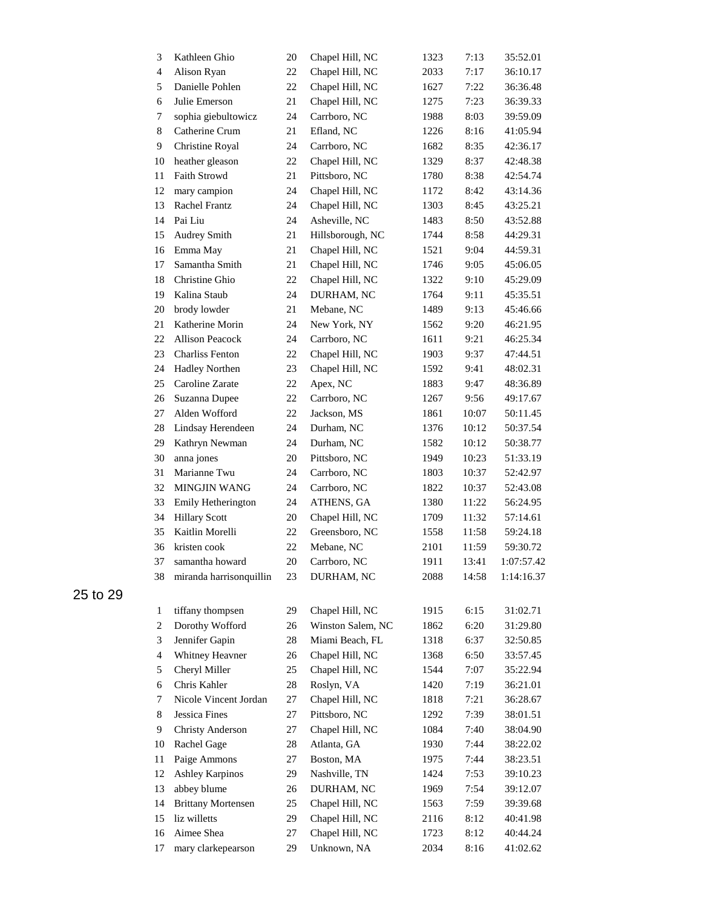| | | | | | | |
|---|---|---|---|---|---|---|
| 3 | Kathleen Ghio | 20 | Chapel Hill, NC | 1323 | 7:13 | 35:52.01 |
| 4 | Alison Ryan | 22 | Chapel Hill, NC | 2033 | 7:17 | 36:10.17 |
| 5 | Danielle Pohlen | 22 | Chapel Hill, NC | 1627 | 7:22 | 36:36.48 |
| 6 | Julie Emerson | 21 | Chapel Hill, NC | 1275 | 7:23 | 36:39.33 |
| 7 | sophia giebultowicz | 24 | Carrboro, NC | 1988 | 8:03 | 39:59.09 |
| 8 | Catherine Crum | 21 | Efland, NC | 1226 | 8:16 | 41:05.94 |
| 9 | Christine Royal | 24 | Carrboro, NC | 1682 | 8:35 | 42:36.17 |
| 10 | heather gleason | 22 | Chapel Hill, NC | 1329 | 8:37 | 42:48.38 |
| 11 | Faith Strowd | 21 | Pittsboro, NC | 1780 | 8:38 | 42:54.74 |
| 12 | mary campion | 24 | Chapel Hill, NC | 1172 | 8:42 | 43:14.36 |
| 13 | Rachel Frantz | 24 | Chapel Hill, NC | 1303 | 8:45 | 43:25.21 |
| 14 | Pai Liu | 24 | Asheville, NC | 1483 | 8:50 | 43:52.88 |
| 15 | Audrey Smith | 21 | Hillsborough, NC | 1744 | 8:58 | 44:29.31 |
| 16 | Emma May | 21 | Chapel Hill, NC | 1521 | 9:04 | 44:59.31 |
| 17 | Samantha Smith | 21 | Chapel Hill, NC | 1746 | 9:05 | 45:06.05 |
| 18 | Christine Ghio | 22 | Chapel Hill, NC | 1322 | 9:10 | 45:29.09 |
| 19 | Kalina Staub | 24 | DURHAM, NC | 1764 | 9:11 | 45:35.51 |
| 20 | brody lowder | 21 | Mebane, NC | 1489 | 9:13 | 45:46.66 |
| 21 | Katherine Morin | 24 | New York, NY | 1562 | 9:20 | 46:21.95 |
| 22 | Allison Peacock | 24 | Carrboro, NC | 1611 | 9:21 | 46:25.34 |
| 23 | Charliss Fenton | 22 | Chapel Hill, NC | 1903 | 9:37 | 47:44.51 |
| 24 | Hadley Northen | 23 | Chapel Hill, NC | 1592 | 9:41 | 48:02.31 |
| 25 | Caroline Zarate | 22 | Apex, NC | 1883 | 9:47 | 48:36.89 |
| 26 | Suzanna Dupee | 22 | Carrboro, NC | 1267 | 9:56 | 49:17.67 |
| 27 | Alden Wofford | 22 | Jackson, MS | 1861 | 10:07 | 50:11.45 |
| 28 | Lindsay Herendeen | 24 | Durham, NC | 1376 | 10:12 | 50:37.54 |
| 29 | Kathryn Newman | 24 | Durham, NC | 1582 | 10:12 | 50:38.77 |
| 30 | anna jones | 20 | Pittsboro, NC | 1949 | 10:23 | 51:33.19 |
| 31 | Marianne Twu | 24 | Carrboro, NC | 1803 | 10:37 | 52:42.97 |
| 32 | MINGJIN WANG | 24 | Carrboro, NC | 1822 | 10:37 | 52:43.08 |
| 33 | Emily Hetherington | 24 | ATHENS, GA | 1380 | 11:22 | 56:24.95 |
| 34 | Hillary Scott | 20 | Chapel Hill, NC | 1709 | 11:32 | 57:14.61 |
| 35 | Kaitlin Morelli | 22 | Greensboro, NC | 1558 | 11:58 | 59:24.18 |
| 36 | kristen cook | 22 | Mebane, NC | 2101 | 11:59 | 59:30.72 |
| 37 | samantha howard | 20 | Carrboro, NC | 1911 | 13:41 | 1:07:57.42 |
| 38 | miranda harrisonquillin | 23 | DURHAM, NC | 2088 | 14:58 | 1:14:16.37 |

25 to 29

| | | | | | | |
|---|---|---|---|---|---|---|
| 1 | tiffany thompsen | 29 | Chapel Hill, NC | 1915 | 6:15 | 31:02.71 |
| 2 | Dorothy Wofford | 26 | Winston Salem, NC | 1862 | 6:20 | 31:29.80 |
| 3 | Jennifer Gapin | 28 | Miami Beach, FL | 1318 | 6:37 | 32:50.85 |
| 4 | Whitney Heavner | 26 | Chapel Hill, NC | 1368 | 6:50 | 33:57.45 |
| 5 | Cheryl Miller | 25 | Chapel Hill, NC | 1544 | 7:07 | 35:22.94 |
| 6 | Chris Kahler | 28 | Roslyn, VA | 1420 | 7:19 | 36:21.01 |
| 7 | Nicole Vincent Jordan | 27 | Chapel Hill, NC | 1818 | 7:21 | 36:28.67 |
| 8 | Jessica Fines | 27 | Pittsboro, NC | 1292 | 7:39 | 38:01.51 |
| 9 | Christy Anderson | 27 | Chapel Hill, NC | 1084 | 7:40 | 38:04.90 |
| 10 | Rachel Gage | 28 | Atlanta, GA | 1930 | 7:44 | 38:22.02 |
| 11 | Paige Ammons | 27 | Boston, MA | 1975 | 7:44 | 38:23.51 |
| 12 | Ashley Karpinos | 29 | Nashville, TN | 1424 | 7:53 | 39:10.23 |
| 13 | abbey blume | 26 | DURHAM, NC | 1969 | 7:54 | 39:12.07 |
| 14 | Brittany Mortensen | 25 | Chapel Hill, NC | 1563 | 7:59 | 39:39.68 |
| 15 | liz willetts | 29 | Chapel Hill, NC | 2116 | 8:12 | 40:41.98 |
| 16 | Aimee Shea | 27 | Chapel Hill, NC | 1723 | 8:12 | 40:44.24 |
| 17 | mary clarkepearson | 29 | Unknown, NA | 2034 | 8:16 | 41:02.62 |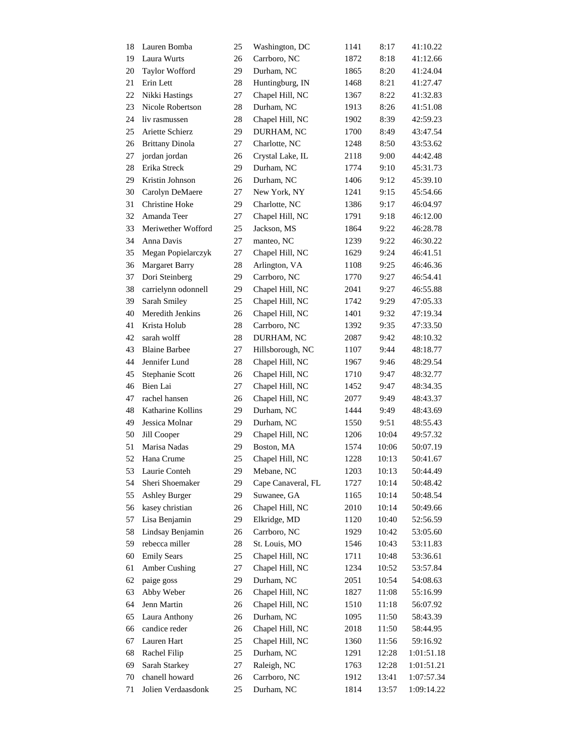| | | | | | | |
|---|---|---|---|---|---|---|
| 18 | Lauren Bomba | 25 | Washington, DC | 1141 | 8:17 | 41:10.22 |
| 19 | Laura Wurts | 26 | Carrboro, NC | 1872 | 8:18 | 41:12.66 |
| 20 | Taylor Wofford | 29 | Durham, NC | 1865 | 8:20 | 41:24.04 |
| 21 | Erin Lett | 28 | Huntingburg, IN | 1468 | 8:21 | 41:27.47 |
| 22 | Nikki Hastings | 27 | Chapel Hill, NC | 1367 | 8:22 | 41:32.83 |
| 23 | Nicole Robertson | 28 | Durham, NC | 1913 | 8:26 | 41:51.08 |
| 24 | liv rasmussen | 28 | Chapel Hill, NC | 1902 | 8:39 | 42:59.23 |
| 25 | Ariette Schierz | 29 | DURHAM, NC | 1700 | 8:49 | 43:47.54 |
| 26 | Brittany Dinola | 27 | Charlotte, NC | 1248 | 8:50 | 43:53.62 |
| 27 | jordan jordan | 26 | Crystal Lake, IL | 2118 | 9:00 | 44:42.48 |
| 28 | Erika Streck | 29 | Durham, NC | 1774 | 9:10 | 45:31.73 |
| 29 | Kristin Johnson | 26 | Durham, NC | 1406 | 9:12 | 45:39.10 |
| 30 | Carolyn DeMaere | 27 | New York, NY | 1241 | 9:15 | 45:54.66 |
| 31 | Christine Hoke | 29 | Charlotte, NC | 1386 | 9:17 | 46:04.97 |
| 32 | Amanda Teer | 27 | Chapel Hill, NC | 1791 | 9:18 | 46:12.00 |
| 33 | Meriwether Wofford | 25 | Jackson, MS | 1864 | 9:22 | 46:28.78 |
| 34 | Anna Davis | 27 | manteo, NC | 1239 | 9:22 | 46:30.22 |
| 35 | Megan Popielarczyk | 27 | Chapel Hill, NC | 1629 | 9:24 | 46:41.51 |
| 36 | Margaret Barry | 28 | Arlington, VA | 1108 | 9:25 | 46:46.36 |
| 37 | Dori Steinberg | 29 | Carrboro, NC | 1770 | 9:27 | 46:54.41 |
| 38 | carrielynn odonnell | 29 | Chapel Hill, NC | 2041 | 9:27 | 46:55.88 |
| 39 | Sarah Smiley | 25 | Chapel Hill, NC | 1742 | 9:29 | 47:05.33 |
| 40 | Meredith Jenkins | 26 | Chapel Hill, NC | 1401 | 9:32 | 47:19.34 |
| 41 | Krista Holub | 28 | Carrboro, NC | 1392 | 9:35 | 47:33.50 |
| 42 | sarah wolff | 28 | DURHAM, NC | 2087 | 9:42 | 48:10.32 |
| 43 | Blaine Barbee | 27 | Hillsborough, NC | 1107 | 9:44 | 48:18.77 |
| 44 | Jennifer Lund | 28 | Chapel Hill, NC | 1967 | 9:46 | 48:29.54 |
| 45 | Stephanie Scott | 26 | Chapel Hill, NC | 1710 | 9:47 | 48:32.77 |
| 46 | Bien Lai | 27 | Chapel Hill, NC | 1452 | 9:47 | 48:34.35 |
| 47 | rachel hansen | 26 | Chapel Hill, NC | 2077 | 9:49 | 48:43.37 |
| 48 | Katharine Kollins | 29 | Durham, NC | 1444 | 9:49 | 48:43.69 |
| 49 | Jessica Molnar | 29 | Durham, NC | 1550 | 9:51 | 48:55.43 |
| 50 | Jill Cooper | 29 | Chapel Hill, NC | 1206 | 10:04 | 49:57.32 |
| 51 | Marisa Nadas | 29 | Boston, MA | 1574 | 10:06 | 50:07.19 |
| 52 | Hana Crume | 25 | Chapel Hill, NC | 1228 | 10:13 | 50:41.67 |
| 53 | Laurie Conteh | 29 | Mebane, NC | 1203 | 10:13 | 50:44.49 |
| 54 | Sheri Shoemaker | 29 | Cape Canaveral, FL | 1727 | 10:14 | 50:48.42 |
| 55 | Ashley Burger | 29 | Suwanee, GA | 1165 | 10:14 | 50:48.54 |
| 56 | kasey christian | 26 | Chapel Hill, NC | 2010 | 10:14 | 50:49.66 |
| 57 | Lisa Benjamin | 29 | Elkridge, MD | 1120 | 10:40 | 52:56.59 |
| 58 | Lindsay Benjamin | 26 | Carrboro, NC | 1929 | 10:42 | 53:05.60 |
| 59 | rebecca miller | 28 | St. Louis, MO | 1546 | 10:43 | 53:11.83 |
| 60 | Emily Sears | 25 | Chapel Hill, NC | 1711 | 10:48 | 53:36.61 |
| 61 | Amber Cushing | 27 | Chapel Hill, NC | 1234 | 10:52 | 53:57.84 |
| 62 | paige goss | 29 | Durham, NC | 2051 | 10:54 | 54:08.63 |
| 63 | Abby Weber | 26 | Chapel Hill, NC | 1827 | 11:08 | 55:16.99 |
| 64 | Jenn Martin | 26 | Chapel Hill, NC | 1510 | 11:18 | 56:07.92 |
| 65 | Laura Anthony | 26 | Durham, NC | 1095 | 11:50 | 58:43.39 |
| 66 | candice reder | 26 | Chapel Hill, NC | 2018 | 11:50 | 58:44.95 |
| 67 | Lauren Hart | 25 | Chapel Hill, NC | 1360 | 11:56 | 59:16.92 |
| 68 | Rachel Filip | 25 | Durham, NC | 1291 | 12:28 | 1:01:51.18 |
| 69 | Sarah Starkey | 27 | Raleigh, NC | 1763 | 12:28 | 1:01:51.21 |
| 70 | chanell howard | 26 | Carrboro, NC | 1912 | 13:41 | 1:07:57.34 |
| 71 | Jolien Verdaasdonk | 25 | Durham, NC | 1814 | 13:57 | 1:09:14.22 |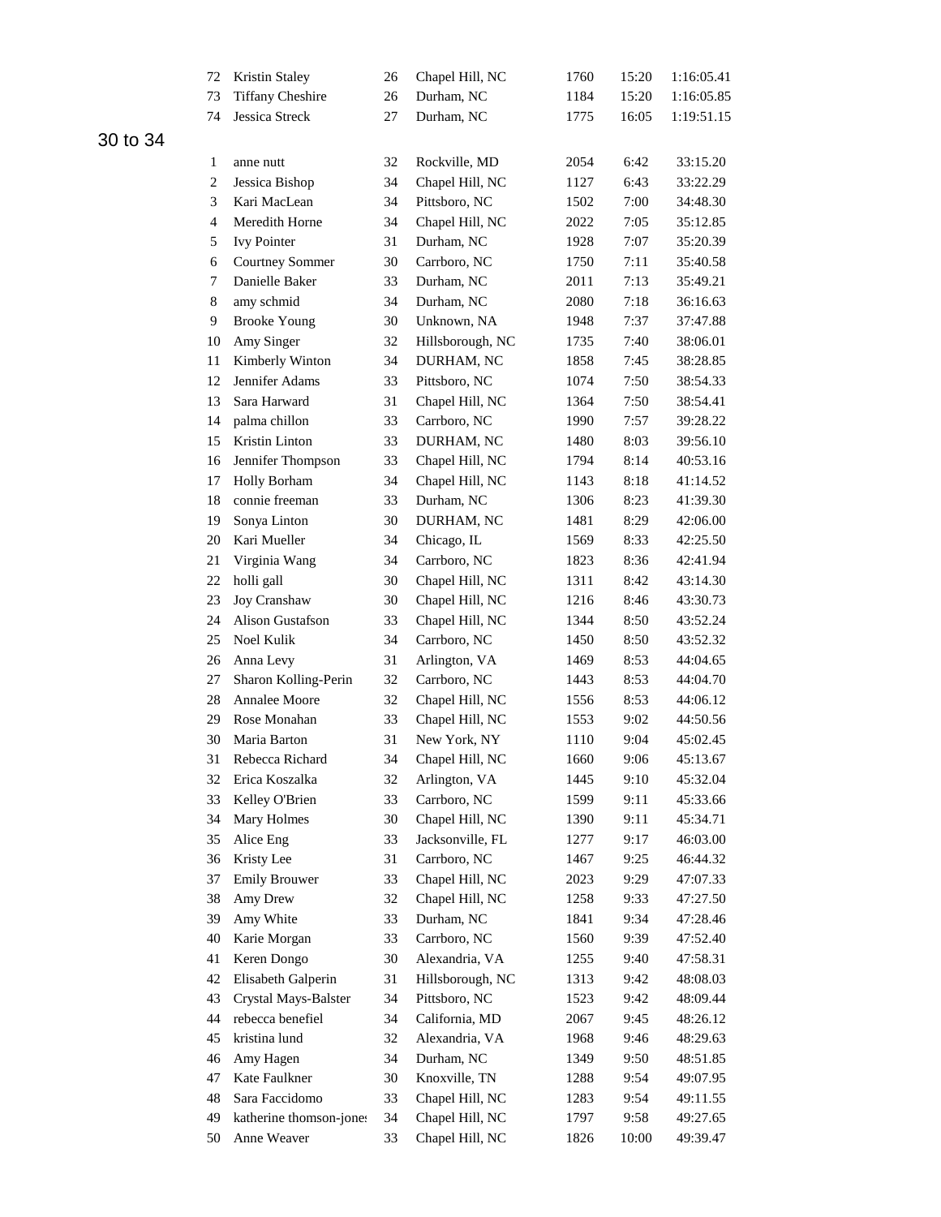| | | | | | | |
|---|---|---|---|---|---|---|
| 72 | Kristin Staley | 26 | Chapel Hill, NC | 1760 | 15:20 | 1:16:05.41 |
| 73 | Tiffany Cheshire | 26 | Durham, NC | 1184 | 15:20 | 1:16:05.85 |
| 74 | Jessica Streck | 27 | Durham, NC | 1775 | 16:05 | 1:19:51.15 |

## 30 to 34

| | | | | | | |
|---|---|---|---|---|---|---|
| 1 | anne nutt | 32 | Rockville, MD | 2054 | 6:42 | 33:15.20 |
| 2 | Jessica Bishop | 34 | Chapel Hill, NC | 1127 | 6:43 | 33:22.29 |
| 3 | Kari MacLean | 34 | Pittsboro, NC | 1502 | 7:00 | 34:48.30 |
| 4 | Meredith Horne | 34 | Chapel Hill, NC | 2022 | 7:05 | 35:12.85 |
| 5 | Ivy Pointer | 31 | Durham, NC | 1928 | 7:07 | 35:20.39 |
| 6 | Courtney Sommer | 30 | Carrboro, NC | 1750 | 7:11 | 35:40.58 |
| 7 | Danielle Baker | 33 | Durham, NC | 2011 | 7:13 | 35:49.21 |
| 8 | amy schmid | 34 | Durham, NC | 2080 | 7:18 | 36:16.63 |
| 9 | Brooke Young | 30 | Unknown, NA | 1948 | 7:37 | 37:47.88 |
| 10 | Amy Singer | 32 | Hillsborough, NC | 1735 | 7:40 | 38:06.01 |
| 11 | Kimberly Winton | 34 | DURHAM, NC | 1858 | 7:45 | 38:28.85 |
| 12 | Jennifer Adams | 33 | Pittsboro, NC | 1074 | 7:50 | 38:54.33 |
| 13 | Sara Harward | 31 | Chapel Hill, NC | 1364 | 7:50 | 38:54.41 |
| 14 | palma chillon | 33 | Carrboro, NC | 1990 | 7:57 | 39:28.22 |
| 15 | Kristin Linton | 33 | DURHAM, NC | 1480 | 8:03 | 39:56.10 |
| 16 | Jennifer Thompson | 33 | Chapel Hill, NC | 1794 | 8:14 | 40:53.16 |
| 17 | Holly Borham | 34 | Chapel Hill, NC | 1143 | 8:18 | 41:14.52 |
| 18 | connie freeman | 33 | Durham, NC | 1306 | 8:23 | 41:39.30 |
| 19 | Sonya Linton | 30 | DURHAM, NC | 1481 | 8:29 | 42:06.00 |
| 20 | Kari Mueller | 34 | Chicago, IL | 1569 | 8:33 | 42:25.50 |
| 21 | Virginia Wang | 34 | Carrboro, NC | 1823 | 8:36 | 42:41.94 |
| 22 | holli gall | 30 | Chapel Hill, NC | 1311 | 8:42 | 43:14.30 |
| 23 | Joy Cranshaw | 30 | Chapel Hill, NC | 1216 | 8:46 | 43:30.73 |
| 24 | Alison Gustafson | 33 | Chapel Hill, NC | 1344 | 8:50 | 43:52.24 |
| 25 | Noel Kulik | 34 | Carrboro, NC | 1450 | 8:50 | 43:52.32 |
| 26 | Anna Levy | 31 | Arlington, VA | 1469 | 8:53 | 44:04.65 |
| 27 | Sharon Kolling-Perin | 32 | Carrboro, NC | 1443 | 8:53 | 44:04.70 |
| 28 | Annalee Moore | 32 | Chapel Hill, NC | 1556 | 8:53 | 44:06.12 |
| 29 | Rose Monahan | 33 | Chapel Hill, NC | 1553 | 9:02 | 44:50.56 |
| 30 | Maria Barton | 31 | New York, NY | 1110 | 9:04 | 45:02.45 |
| 31 | Rebecca Richard | 34 | Chapel Hill, NC | 1660 | 9:06 | 45:13.67 |
| 32 | Erica Koszalka | 32 | Arlington, VA | 1445 | 9:10 | 45:32.04 |
| 33 | Kelley O'Brien | 33 | Carrboro, NC | 1599 | 9:11 | 45:33.66 |
| 34 | Mary Holmes | 30 | Chapel Hill, NC | 1390 | 9:11 | 45:34.71 |
| 35 | Alice Eng | 33 | Jacksonville, FL | 1277 | 9:17 | 46:03.00 |
| 36 | Kristy Lee | 31 | Carrboro, NC | 1467 | 9:25 | 46:44.32 |
| 37 | Emily Brouwer | 33 | Chapel Hill, NC | 2023 | 9:29 | 47:07.33 |
| 38 | Amy Drew | 32 | Chapel Hill, NC | 1258 | 9:33 | 47:27.50 |
| 39 | Amy White | 33 | Durham, NC | 1841 | 9:34 | 47:28.46 |
| 40 | Karie Morgan | 33 | Carrboro, NC | 1560 | 9:39 | 47:52.40 |
| 41 | Keren Dongo | 30 | Alexandria, VA | 1255 | 9:40 | 47:58.31 |
| 42 | Elisabeth Galperin | 31 | Hillsborough, NC | 1313 | 9:42 | 48:08.03 |
| 43 | Crystal Mays-Balster | 34 | Pittsboro, NC | 1523 | 9:42 | 48:09.44 |
| 44 | rebecca benefiel | 34 | California, MD | 2067 | 9:45 | 48:26.12 |
| 45 | kristina lund | 32 | Alexandria, VA | 1968 | 9:46 | 48:29.63 |
| 46 | Amy Hagen | 34 | Durham, NC | 1349 | 9:50 | 48:51.85 |
| 47 | Kate Faulkner | 30 | Knoxville, TN | 1288 | 9:54 | 49:07.95 |
| 48 | Sara Faccidomo | 33 | Chapel Hill, NC | 1283 | 9:54 | 49:11.55 |
| 49 | katherine thomson-jones | 34 | Chapel Hill, NC | 1797 | 9:58 | 49:27.65 |
| 50 | Anne Weaver | 33 | Chapel Hill, NC | 1826 | 10:00 | 49:39.47 |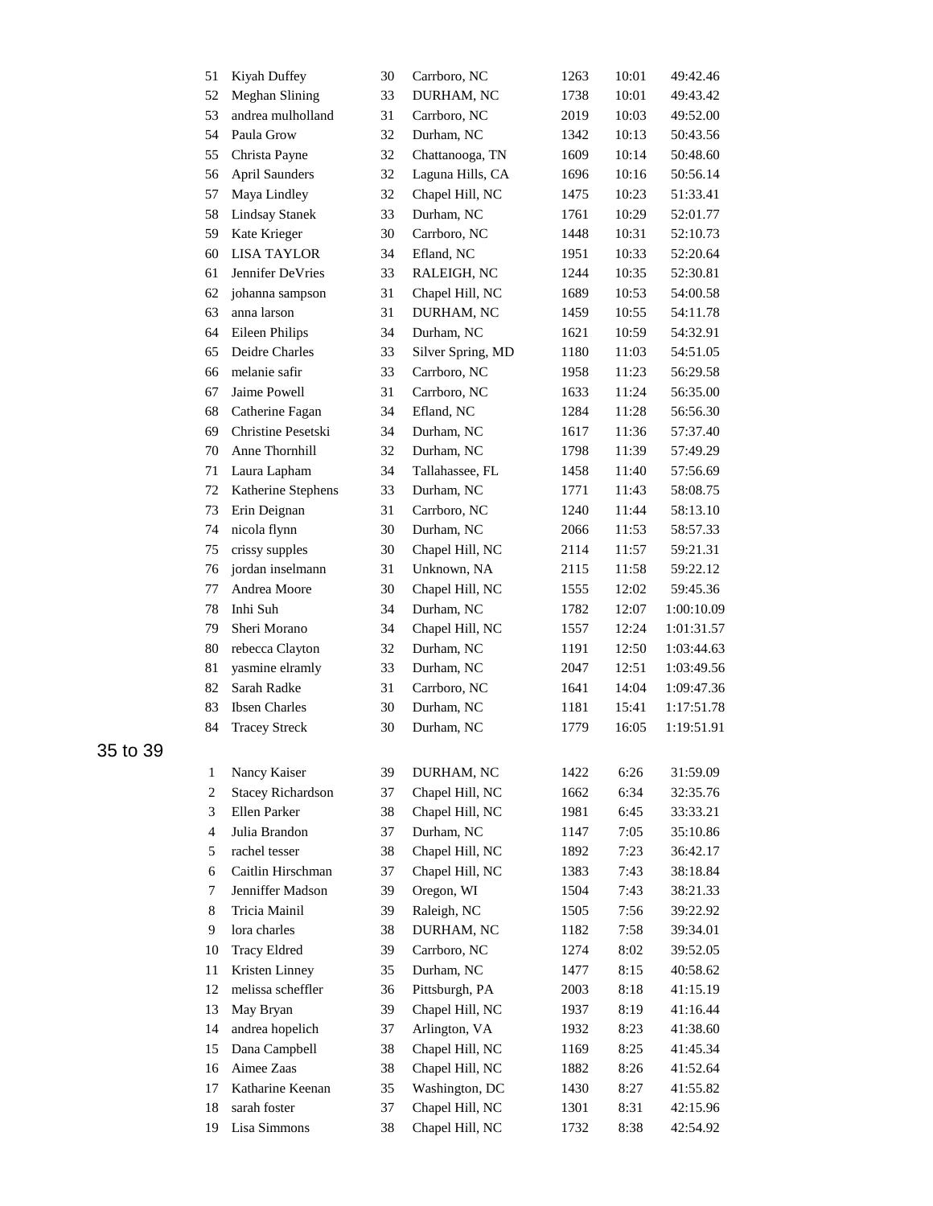| | | | | | | |
|---|---|---|---|---|---|---|
| 51 | Kiyah Duffey | 30 | Carrboro, NC | 1263 | 10:01 | 49:42.46 |
| 52 | Meghan Slining | 33 | DURHAM, NC | 1738 | 10:01 | 49:43.42 |
| 53 | andrea mulholland | 31 | Carrboro, NC | 2019 | 10:03 | 49:52.00 |
| 54 | Paula Grow | 32 | Durham, NC | 1342 | 10:13 | 50:43.56 |
| 55 | Christa Payne | 32 | Chattanooga, TN | 1609 | 10:14 | 50:48.60 |
| 56 | April Saunders | 32 | Laguna Hills, CA | 1696 | 10:16 | 50:56.14 |
| 57 | Maya Lindley | 32 | Chapel Hill, NC | 1475 | 10:23 | 51:33.41 |
| 58 | Lindsay Stanek | 33 | Durham, NC | 1761 | 10:29 | 52:01.77 |
| 59 | Kate Krieger | 30 | Carrboro, NC | 1448 | 10:31 | 52:10.73 |
| 60 | LISA TAYLOR | 34 | Efland, NC | 1951 | 10:33 | 52:20.64 |
| 61 | Jennifer DeVries | 33 | RALEIGH, NC | 1244 | 10:35 | 52:30.81 |
| 62 | johanna sampson | 31 | Chapel Hill, NC | 1689 | 10:53 | 54:00.58 |
| 63 | anna larson | 31 | DURHAM, NC | 1459 | 10:55 | 54:11.78 |
| 64 | Eileen Philips | 34 | Durham, NC | 1621 | 10:59 | 54:32.91 |
| 65 | Deidre Charles | 33 | Silver Spring, MD | 1180 | 11:03 | 54:51.05 |
| 66 | melanie safir | 33 | Carrboro, NC | 1958 | 11:23 | 56:29.58 |
| 67 | Jaime Powell | 31 | Carrboro, NC | 1633 | 11:24 | 56:35.00 |
| 68 | Catherine Fagan | 34 | Efland, NC | 1284 | 11:28 | 56:56.30 |
| 69 | Christine Pesetski | 34 | Durham, NC | 1617 | 11:36 | 57:37.40 |
| 70 | Anne Thornhill | 32 | Durham, NC | 1798 | 11:39 | 57:49.29 |
| 71 | Laura Lapham | 34 | Tallahassee, FL | 1458 | 11:40 | 57:56.69 |
| 72 | Katherine Stephens | 33 | Durham, NC | 1771 | 11:43 | 58:08.75 |
| 73 | Erin Deignan | 31 | Carrboro, NC | 1240 | 11:44 | 58:13.10 |
| 74 | nicola flynn | 30 | Durham, NC | 2066 | 11:53 | 58:57.33 |
| 75 | crissy supples | 30 | Chapel Hill, NC | 2114 | 11:57 | 59:21.31 |
| 76 | jordan inselmann | 31 | Unknown, NA | 2115 | 11:58 | 59:22.12 |
| 77 | Andrea Moore | 30 | Chapel Hill, NC | 1555 | 12:02 | 59:45.36 |
| 78 | Inhi Suh | 34 | Durham, NC | 1782 | 12:07 | 1:00:10.09 |
| 79 | Sheri Morano | 34 | Chapel Hill, NC | 1557 | 12:24 | 1:01:31.57 |
| 80 | rebecca Clayton | 32 | Durham, NC | 1191 | 12:50 | 1:03:44.63 |
| 81 | yasmine elramly | 33 | Durham, NC | 2047 | 12:51 | 1:03:49.56 |
| 82 | Sarah Radke | 31 | Carrboro, NC | 1641 | 14:04 | 1:09:47.36 |
| 83 | Ibsen Charles | 30 | Durham, NC | 1181 | 15:41 | 1:17:51.78 |
| 84 | Tracey Streck | 30 | Durham, NC | 1779 | 16:05 | 1:19:51.91 |

## 35 to 39

| | | | | | | |
|---|---|---|---|---|---|---|
| 1 | Nancy Kaiser | 39 | DURHAM, NC | 1422 | 6:26 | 31:59.09 |
| 2 | Stacey Richardson | 37 | Chapel Hill, NC | 1662 | 6:34 | 32:35.76 |
| 3 | Ellen Parker | 38 | Chapel Hill, NC | 1981 | 6:45 | 33:33.21 |
| 4 | Julia Brandon | 37 | Durham, NC | 1147 | 7:05 | 35:10.86 |
| 5 | rachel tesser | 38 | Chapel Hill, NC | 1892 | 7:23 | 36:42.17 |
| 6 | Caitlin Hirschman | 37 | Chapel Hill, NC | 1383 | 7:43 | 38:18.84 |
| 7 | Jenniffer Madson | 39 | Oregon, WI | 1504 | 7:43 | 38:21.33 |
| 8 | Tricia Mainil | 39 | Raleigh, NC | 1505 | 7:56 | 39:22.92 |
| 9 | lora charles | 38 | DURHAM, NC | 1182 | 7:58 | 39:34.01 |
| 10 | Tracy Eldred | 39 | Carrboro, NC | 1274 | 8:02 | 39:52.05 |
| 11 | Kristen Linney | 35 | Durham, NC | 1477 | 8:15 | 40:58.62 |
| 12 | melissa scheffler | 36 | Pittsburgh, PA | 2003 | 8:18 | 41:15.19 |
| 13 | May Bryan | 39 | Chapel Hill, NC | 1937 | 8:19 | 41:16.44 |
| 14 | andrea hopelich | 37 | Arlington, VA | 1932 | 8:23 | 41:38.60 |
| 15 | Dana Campbell | 38 | Chapel Hill, NC | 1169 | 8:25 | 41:45.34 |
| 16 | Aimee Zaas | 38 | Chapel Hill, NC | 1882 | 8:26 | 41:52.64 |
| 17 | Katharine Keenan | 35 | Washington, DC | 1430 | 8:27 | 41:55.82 |
| 18 | sarah foster | 37 | Chapel Hill, NC | 1301 | 8:31 | 42:15.96 |
| 19 | Lisa Simmons | 38 | Chapel Hill, NC | 1732 | 8:38 | 42:54.92 |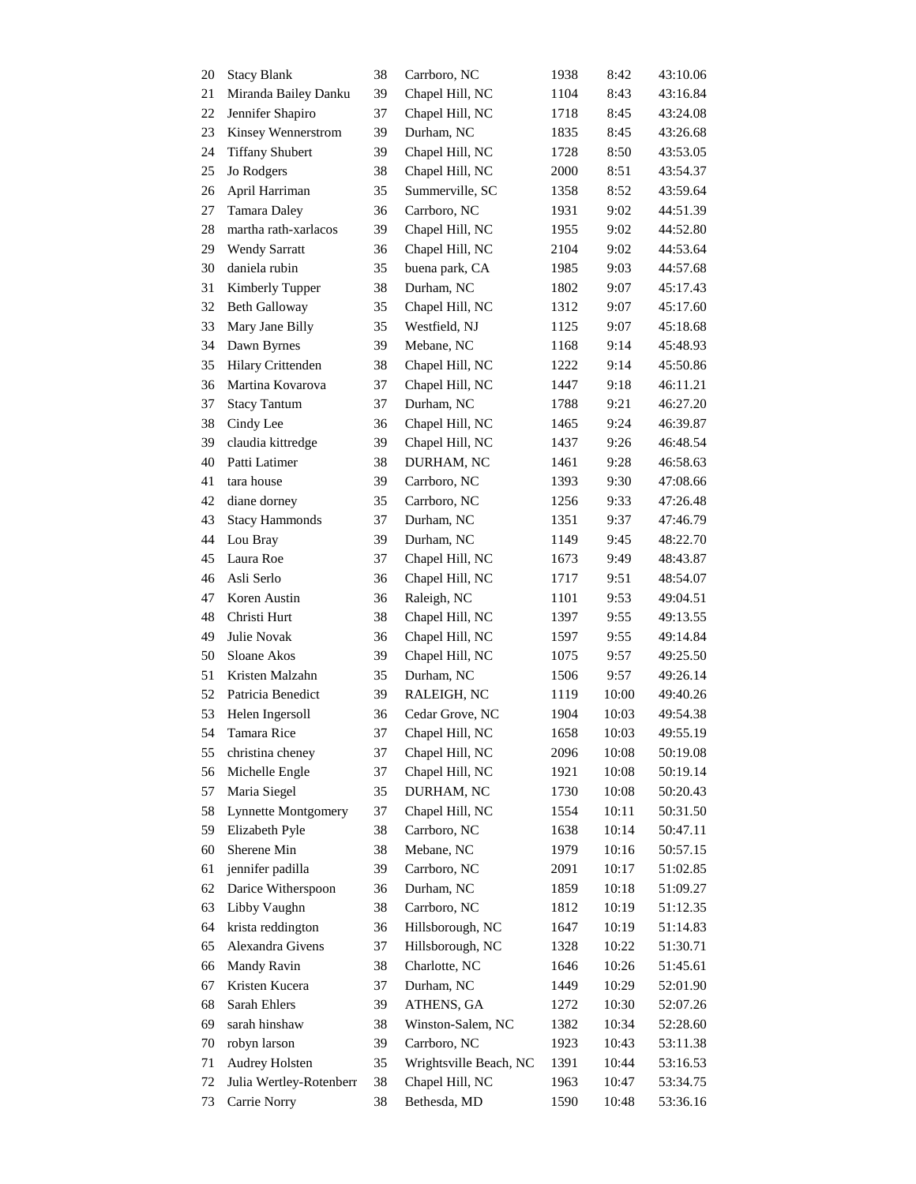| | | | | | | |
|---|---|---|---|---|---|---|
| 20 | Stacy Blank | 38 | Carrboro, NC | 1938 | 8:42 | 43:10.06 |
| 21 | Miranda Bailey Danku | 39 | Chapel Hill, NC | 1104 | 8:43 | 43:16.84 |
| 22 | Jennifer Shapiro | 37 | Chapel Hill, NC | 1718 | 8:45 | 43:24.08 |
| 23 | Kinsey Wennerstrom | 39 | Durham, NC | 1835 | 8:45 | 43:26.68 |
| 24 | Tiffany Shubert | 39 | Chapel Hill, NC | 1728 | 8:50 | 43:53.05 |
| 25 | Jo Rodgers | 38 | Chapel Hill, NC | 2000 | 8:51 | 43:54.37 |
| 26 | April Harriman | 35 | Summerville, SC | 1358 | 8:52 | 43:59.64 |
| 27 | Tamara Daley | 36 | Carrboro, NC | 1931 | 9:02 | 44:51.39 |
| 28 | martha rath-xarlacos | 39 | Chapel Hill, NC | 1955 | 9:02 | 44:52.80 |
| 29 | Wendy Sarratt | 36 | Chapel Hill, NC | 2104 | 9:02 | 44:53.64 |
| 30 | daniela rubin | 35 | buena park, CA | 1985 | 9:03 | 44:57.68 |
| 31 | Kimberly Tupper | 38 | Durham, NC | 1802 | 9:07 | 45:17.43 |
| 32 | Beth Galloway | 35 | Chapel Hill, NC | 1312 | 9:07 | 45:17.60 |
| 33 | Mary Jane Billy | 35 | Westfield, NJ | 1125 | 9:07 | 45:18.68 |
| 34 | Dawn Byrnes | 39 | Mebane, NC | 1168 | 9:14 | 45:48.93 |
| 35 | Hilary Crittenden | 38 | Chapel Hill, NC | 1222 | 9:14 | 45:50.86 |
| 36 | Martina Kovarova | 37 | Chapel Hill, NC | 1447 | 9:18 | 46:11.21 |
| 37 | Stacy Tantum | 37 | Durham, NC | 1788 | 9:21 | 46:27.20 |
| 38 | Cindy Lee | 36 | Chapel Hill, NC | 1465 | 9:24 | 46:39.87 |
| 39 | claudia kittredge | 39 | Chapel Hill, NC | 1437 | 9:26 | 46:48.54 |
| 40 | Patti Latimer | 38 | DURHAM, NC | 1461 | 9:28 | 46:58.63 |
| 41 | tara house | 39 | Carrboro, NC | 1393 | 9:30 | 47:08.66 |
| 42 | diane dorney | 35 | Carrboro, NC | 1256 | 9:33 | 47:26.48 |
| 43 | Stacy Hammonds | 37 | Durham, NC | 1351 | 9:37 | 47:46.79 |
| 44 | Lou Bray | 39 | Durham, NC | 1149 | 9:45 | 48:22.70 |
| 45 | Laura Roe | 37 | Chapel Hill, NC | 1673 | 9:49 | 48:43.87 |
| 46 | Asli Serlo | 36 | Chapel Hill, NC | 1717 | 9:51 | 48:54.07 |
| 47 | Koren Austin | 36 | Raleigh, NC | 1101 | 9:53 | 49:04.51 |
| 48 | Christi Hurt | 38 | Chapel Hill, NC | 1397 | 9:55 | 49:13.55 |
| 49 | Julie Novak | 36 | Chapel Hill, NC | 1597 | 9:55 | 49:14.84 |
| 50 | Sloane Akos | 39 | Chapel Hill, NC | 1075 | 9:57 | 49:25.50 |
| 51 | Kristen Malzahn | 35 | Durham, NC | 1506 | 9:57 | 49:26.14 |
| 52 | Patricia Benedict | 39 | RALEIGH, NC | 1119 | 10:00 | 49:40.26 |
| 53 | Helen Ingersoll | 36 | Cedar Grove, NC | 1904 | 10:03 | 49:54.38 |
| 54 | Tamara Rice | 37 | Chapel Hill, NC | 1658 | 10:03 | 49:55.19 |
| 55 | christina cheney | 37 | Chapel Hill, NC | 2096 | 10:08 | 50:19.08 |
| 56 | Michelle Engle | 37 | Chapel Hill, NC | 1921 | 10:08 | 50:19.14 |
| 57 | Maria Siegel | 35 | DURHAM, NC | 1730 | 10:08 | 50:20.43 |
| 58 | Lynnette Montgomery | 37 | Chapel Hill, NC | 1554 | 10:11 | 50:31.50 |
| 59 | Elizabeth Pyle | 38 | Carrboro, NC | 1638 | 10:14 | 50:47.11 |
| 60 | Sherene Min | 38 | Mebane, NC | 1979 | 10:16 | 50:57.15 |
| 61 | jennifer padilla | 39 | Carrboro, NC | 2091 | 10:17 | 51:02.85 |
| 62 | Darice Witherspoon | 36 | Durham, NC | 1859 | 10:18 | 51:09.27 |
| 63 | Libby Vaughn | 38 | Carrboro, NC | 1812 | 10:19 | 51:12.35 |
| 64 | krista reddington | 36 | Hillsborough, NC | 1647 | 10:19 | 51:14.83 |
| 65 | Alexandra Givens | 37 | Hillsborough, NC | 1328 | 10:22 | 51:30.71 |
| 66 | Mandy Ravin | 38 | Charlotte, NC | 1646 | 10:26 | 51:45.61 |
| 67 | Kristen Kucera | 37 | Durham, NC | 1449 | 10:29 | 52:01.90 |
| 68 | Sarah Ehlers | 39 | ATHENS, GA | 1272 | 10:30 | 52:07.26 |
| 69 | sarah hinshaw | 38 | Winston-Salem, NC | 1382 | 10:34 | 52:28.60 |
| 70 | robyn larson | 39 | Carrboro, NC | 1923 | 10:43 | 53:11.38 |
| 71 | Audrey Holsten | 35 | Wrightsville Beach, NC | 1391 | 10:44 | 53:16.53 |
| 72 | Julia Wertley-Rotenberr | 38 | Chapel Hill, NC | 1963 | 10:47 | 53:34.75 |
| 73 | Carrie Norry | 38 | Bethesda, MD | 1590 | 10:48 | 53:36.16 |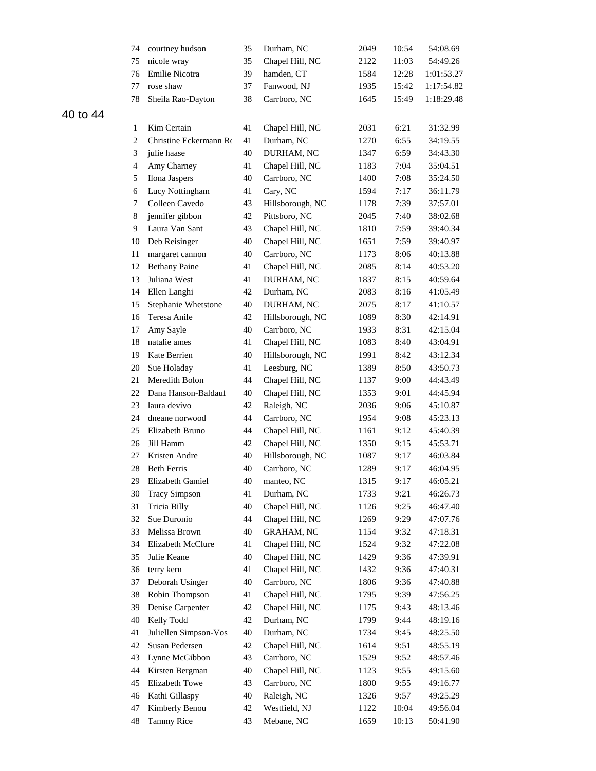| | | | | | | |
|---|---|---|---|---|---|---|
| 74 | courtney hudson | 35 | Durham, NC | 2049 | 10:54 | 54:08.69 |
| 75 | nicole wray | 35 | Chapel Hill, NC | 2122 | 11:03 | 54:49.26 |
| 76 | Emilie Nicotra | 39 | hamden, CT | 1584 | 12:28 | 1:01:53.27 |
| 77 | rose shaw | 37 | Fanwood, NJ | 1935 | 15:42 | 1:17:54.82 |
| 78 | Sheila Rao-Dayton | 38 | Carrboro, NC | 1645 | 15:49 | 1:18:29.48 |

## 40 to 44

| | | | | | | |
|---|---|---|---|---|---|---|
| 1 | Kim Certain | 41 | Chapel Hill, NC | 2031 | 6:21 | 31:32.99 |
| 2 | Christine Eckermann Ro | 41 | Durham, NC | 1270 | 6:55 | 34:19.55 |
| 3 | julie haase | 40 | DURHAM, NC | 1347 | 6:59 | 34:43.30 |
| 4 | Amy Charney | 41 | Chapel Hill, NC | 1183 | 7:04 | 35:04.51 |
| 5 | Ilona Jaspers | 40 | Carrboro, NC | 1400 | 7:08 | 35:24.50 |
| 6 | Lucy Nottingham | 41 | Cary, NC | 1594 | 7:17 | 36:11.79 |
| 7 | Colleen Cavedo | 43 | Hillsborough, NC | 1178 | 7:39 | 37:57.01 |
| 8 | jennifer gibbon | 42 | Pittsboro, NC | 2045 | 7:40 | 38:02.68 |
| 9 | Laura Van Sant | 43 | Chapel Hill, NC | 1810 | 7:59 | 39:40.34 |
| 10 | Deb Reisinger | 40 | Chapel Hill, NC | 1651 | 7:59 | 39:40.97 |
| 11 | margaret cannon | 40 | Carrboro, NC | 1173 | 8:06 | 40:13.88 |
| 12 | Bethany Paine | 41 | Chapel Hill, NC | 2085 | 8:14 | 40:53.20 |
| 13 | Juliana West | 41 | DURHAM, NC | 1837 | 8:15 | 40:59.64 |
| 14 | Ellen Langhi | 42 | Durham, NC | 2083 | 8:16 | 41:05.49 |
| 15 | Stephanie Whetstone | 40 | DURHAM, NC | 2075 | 8:17 | 41:10.57 |
| 16 | Teresa Anile | 42 | Hillsborough, NC | 1089 | 8:30 | 42:14.91 |
| 17 | Amy Sayle | 40 | Carrboro, NC | 1933 | 8:31 | 42:15.04 |
| 18 | natalie ames | 41 | Chapel Hill, NC | 1083 | 8:40 | 43:04.91 |
| 19 | Kate Berrien | 40 | Hillsborough, NC | 1991 | 8:42 | 43:12.34 |
| 20 | Sue Holaday | 41 | Leesburg, NC | 1389 | 8:50 | 43:50.73 |
| 21 | Meredith Bolon | 44 | Chapel Hill, NC | 1137 | 9:00 | 44:43.49 |
| 22 | Dana Hanson-Baldauf | 40 | Chapel Hill, NC | 1353 | 9:01 | 44:45.94 |
| 23 | laura devivo | 42 | Raleigh, NC | 2036 | 9:06 | 45:10.87 |
| 24 | dneane norwood | 44 | Carrboro, NC | 1954 | 9:08 | 45:23.13 |
| 25 | Elizabeth Bruno | 44 | Chapel Hill, NC | 1161 | 9:12 | 45:40.39 |
| 26 | Jill Hamm | 42 | Chapel Hill, NC | 1350 | 9:15 | 45:53.71 |
| 27 | Kristen Andre | 40 | Hillsborough, NC | 1087 | 9:17 | 46:03.84 |
| 28 | Beth Ferris | 40 | Carrboro, NC | 1289 | 9:17 | 46:04.95 |
| 29 | Elizabeth Gamiel | 40 | manteo, NC | 1315 | 9:17 | 46:05.21 |
| 30 | Tracy Simpson | 41 | Durham, NC | 1733 | 9:21 | 46:26.73 |
| 31 | Tricia Billy | 40 | Chapel Hill, NC | 1126 | 9:25 | 46:47.40 |
| 32 | Sue Duronio | 44 | Chapel Hill, NC | 1269 | 9:29 | 47:07.76 |
| 33 | Melissa Brown | 40 | GRAHAM, NC | 1154 | 9:32 | 47:18.31 |
| 34 | Elizabeth McClure | 41 | Chapel Hill, NC | 1524 | 9:32 | 47:22.08 |
| 35 | Julie Keane | 40 | Chapel Hill, NC | 1429 | 9:36 | 47:39.91 |
| 36 | terry kern | 41 | Chapel Hill, NC | 1432 | 9:36 | 47:40.31 |
| 37 | Deborah Usinger | 40 | Carrboro, NC | 1806 | 9:36 | 47:40.88 |
| 38 | Robin Thompson | 41 | Chapel Hill, NC | 1795 | 9:39 | 47:56.25 |
| 39 | Denise Carpenter | 42 | Chapel Hill, NC | 1175 | 9:43 | 48:13.46 |
| 40 | Kelly Todd | 42 | Durham, NC | 1799 | 9:44 | 48:19.16 |
| 41 | Juliellen Simpson-Vos | 40 | Durham, NC | 1734 | 9:45 | 48:25.50 |
| 42 | Susan Pedersen | 42 | Chapel Hill, NC | 1614 | 9:51 | 48:55.19 |
| 43 | Lynne McGibbon | 43 | Carrboro, NC | 1529 | 9:52 | 48:57.46 |
| 44 | Kirsten Bergman | 40 | Chapel Hill, NC | 1123 | 9:55 | 49:15.60 |
| 45 | Elizabeth Towe | 43 | Carrboro, NC | 1800 | 9:55 | 49:16.77 |
| 46 | Kathi Gillaspy | 40 | Raleigh, NC | 1326 | 9:57 | 49:25.29 |
| 47 | Kimberly Benou | 42 | Westfield, NJ | 1122 | 10:04 | 49:56.04 |
| 48 | Tammy Rice | 43 | Mebane, NC | 1659 | 10:13 | 50:41.90 |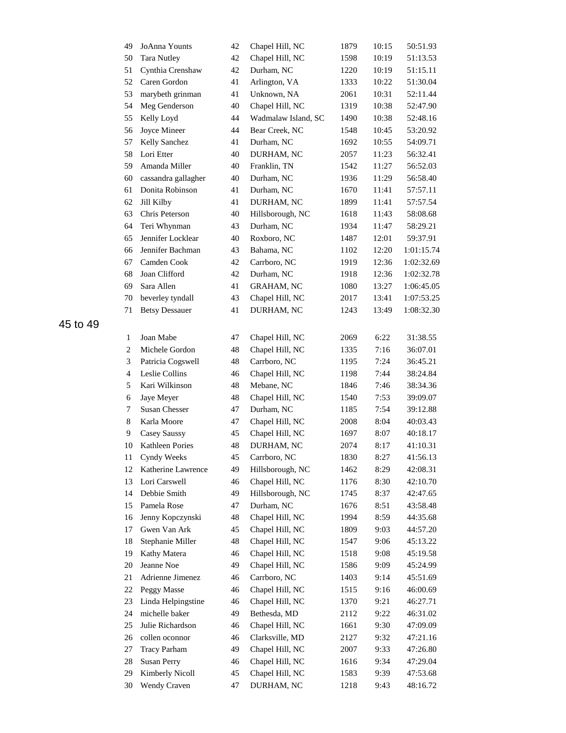| | | | | | | |
|---|---|---|---|---|---|---|
| 49 | JoAnna Younts | 42 | Chapel Hill, NC | 1879 | 10:15 | 50:51.93 |
| 50 | Tara Nutley | 42 | Chapel Hill, NC | 1598 | 10:19 | 51:13.53 |
| 51 | Cynthia Crenshaw | 42 | Durham, NC | 1220 | 10:19 | 51:15.11 |
| 52 | Caren Gordon | 41 | Arlington, VA | 1333 | 10:22 | 51:30.04 |
| 53 | marybeth grinman | 41 | Unknown, NA | 2061 | 10:31 | 52:11.44 |
| 54 | Meg Genderson | 40 | Chapel Hill, NC | 1319 | 10:38 | 52:47.90 |
| 55 | Kelly Loyd | 44 | Wadmalaw Island, SC | 1490 | 10:38 | 52:48.16 |
| 56 | Joyce Mineer | 44 | Bear Creek, NC | 1548 | 10:45 | 53:20.92 |
| 57 | Kelly Sanchez | 41 | Durham, NC | 1692 | 10:55 | 54:09.71 |
| 58 | Lori Etter | 40 | DURHAM, NC | 2057 | 11:23 | 56:32.41 |
| 59 | Amanda Miller | 40 | Franklin, TN | 1542 | 11:27 | 56:52.03 |
| 60 | cassandra gallagher | 40 | Durham, NC | 1936 | 11:29 | 56:58.40 |
| 61 | Donita Robinson | 41 | Durham, NC | 1670 | 11:41 | 57:57.11 |
| 62 | Jill Kilby | 41 | DURHAM, NC | 1899 | 11:41 | 57:57.54 |
| 63 | Chris Peterson | 40 | Hillsborough, NC | 1618 | 11:43 | 58:08.68 |
| 64 | Teri Whynman | 43 | Durham, NC | 1934 | 11:47 | 58:29.21 |
| 65 | Jennifer Locklear | 40 | Roxboro, NC | 1487 | 12:01 | 59:37.91 |
| 66 | Jennifer Bachman | 43 | Bahama, NC | 1102 | 12:20 | 1:01:15.74 |
| 67 | Camden Cook | 42 | Carrboro, NC | 1919 | 12:36 | 1:02:32.69 |
| 68 | Joan Clifford | 42 | Durham, NC | 1918 | 12:36 | 1:02:32.78 |
| 69 | Sara Allen | 41 | GRAHAM, NC | 1080 | 13:27 | 1:06:45.05 |
| 70 | beverley tyndall | 43 | Chapel Hill, NC | 2017 | 13:41 | 1:07:53.25 |
| 71 | Betsy Dessauer | 41 | DURHAM, NC | 1243 | 13:49 | 1:08:32.30 |

## 45 to 49

| | | | | | | |
|---|---|---|---|---|---|---|
| 1 | Joan Mabe | 47 | Chapel Hill, NC | 2069 | 6:22 | 31:38.55 |
| 2 | Michele Gordon | 48 | Chapel Hill, NC | 1335 | 7:16 | 36:07.01 |
| 3 | Patricia Cogswell | 48 | Carrboro, NC | 1195 | 7:24 | 36:45.21 |
| 4 | Leslie Collins | 46 | Chapel Hill, NC | 1198 | 7:44 | 38:24.84 |
| 5 | Kari Wilkinson | 48 | Mebane, NC | 1846 | 7:46 | 38:34.36 |
| 6 | Jaye Meyer | 48 | Chapel Hill, NC | 1540 | 7:53 | 39:09.07 |
| 7 | Susan Chesser | 47 | Durham, NC | 1185 | 7:54 | 39:12.88 |
| 8 | Karla Moore | 47 | Chapel Hill, NC | 2008 | 8:04 | 40:03.43 |
| 9 | Casey Saussy | 45 | Chapel Hill, NC | 1697 | 8:07 | 40:18.17 |
| 10 | Kathleen Pories | 48 | DURHAM, NC | 2074 | 8:17 | 41:10.31 |
| 11 | Cyndy Weeks | 45 | Carrboro, NC | 1830 | 8:27 | 41:56.13 |
| 12 | Katherine Lawrence | 49 | Hillsborough, NC | 1462 | 8:29 | 42:08.31 |
| 13 | Lori Carswell | 46 | Chapel Hill, NC | 1176 | 8:30 | 42:10.70 |
| 14 | Debbie Smith | 49 | Hillsborough, NC | 1745 | 8:37 | 42:47.65 |
| 15 | Pamela Rose | 47 | Durham, NC | 1676 | 8:51 | 43:58.48 |
| 16 | Jenny Kopczynski | 48 | Chapel Hill, NC | 1994 | 8:59 | 44:35.68 |
| 17 | Gwen Van Ark | 45 | Chapel Hill, NC | 1809 | 9:03 | 44:57.20 |
| 18 | Stephanie Miller | 48 | Chapel Hill, NC | 1547 | 9:06 | 45:13.22 |
| 19 | Kathy Matera | 46 | Chapel Hill, NC | 1518 | 9:08 | 45:19.58 |
| 20 | Jeanne Noe | 49 | Chapel Hill, NC | 1586 | 9:09 | 45:24.99 |
| 21 | Adrienne Jimenez | 46 | Carrboro, NC | 1403 | 9:14 | 45:51.69 |
| 22 | Peggy Masse | 46 | Chapel Hill, NC | 1515 | 9:16 | 46:00.69 |
| 23 | Linda Helpingstine | 46 | Chapel Hill, NC | 1370 | 9:21 | 46:27.71 |
| 24 | michelle baker | 49 | Bethesda, MD | 2112 | 9:22 | 46:31.02 |
| 25 | Julie Richardson | 46 | Chapel Hill, NC | 1661 | 9:30 | 47:09.09 |
| 26 | collen oconnor | 46 | Clarksville, MD | 2127 | 9:32 | 47:21.16 |
| 27 | Tracy Parham | 49 | Chapel Hill, NC | 2007 | 9:33 | 47:26.80 |
| 28 | Susan Perry | 46 | Chapel Hill, NC | 1616 | 9:34 | 47:29.04 |
| 29 | Kimberly Nicoll | 45 | Chapel Hill, NC | 1583 | 9:39 | 47:53.68 |
| 30 | Wendy Craven | 47 | DURHAM, NC | 1218 | 9:43 | 48:16.72 |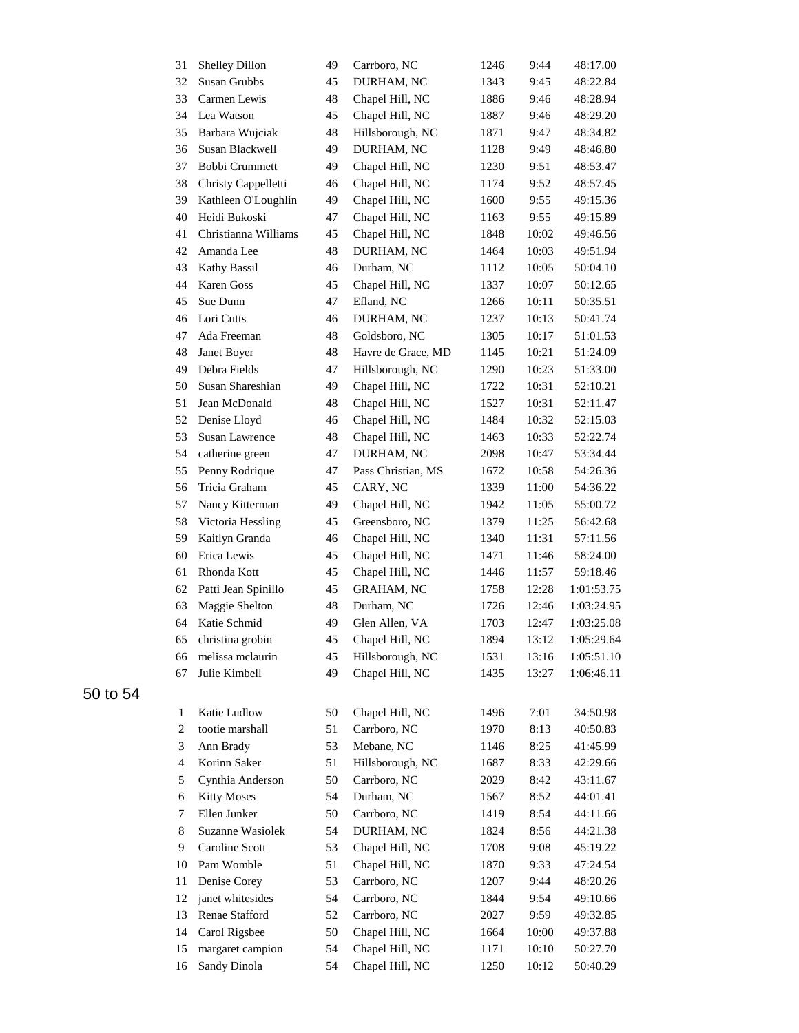| | | | | | | |
|---|---|---|---|---|---|---|
| 31 | Shelley Dillon | 49 | Carrboro, NC | 1246 | 9:44 | 48:17.00 |
| 32 | Susan Grubbs | 45 | DURHAM, NC | 1343 | 9:45 | 48:22.84 |
| 33 | Carmen Lewis | 48 | Chapel Hill, NC | 1886 | 9:46 | 48:28.94 |
| 34 | Lea Watson | 45 | Chapel Hill, NC | 1887 | 9:46 | 48:29.20 |
| 35 | Barbara Wujciak | 48 | Hillsborough, NC | 1871 | 9:47 | 48:34.82 |
| 36 | Susan Blackwell | 49 | DURHAM, NC | 1128 | 9:49 | 48:46.80 |
| 37 | Bobbi Crummett | 49 | Chapel Hill, NC | 1230 | 9:51 | 48:53.47 |
| 38 | Christy Cappelletti | 46 | Chapel Hill, NC | 1174 | 9:52 | 48:57.45 |
| 39 | Kathleen O'Loughlin | 49 | Chapel Hill, NC | 1600 | 9:55 | 49:15.36 |
| 40 | Heidi Bukoski | 47 | Chapel Hill, NC | 1163 | 9:55 | 49:15.89 |
| 41 | Christianna Williams | 45 | Chapel Hill, NC | 1848 | 10:02 | 49:46.56 |
| 42 | Amanda Lee | 48 | DURHAM, NC | 1464 | 10:03 | 49:51.94 |
| 43 | Kathy Bassil | 46 | Durham, NC | 1112 | 10:05 | 50:04.10 |
| 44 | Karen Goss | 45 | Chapel Hill, NC | 1337 | 10:07 | 50:12.65 |
| 45 | Sue Dunn | 47 | Efland, NC | 1266 | 10:11 | 50:35.51 |
| 46 | Lori Cutts | 46 | DURHAM, NC | 1237 | 10:13 | 50:41.74 |
| 47 | Ada Freeman | 48 | Goldsboro, NC | 1305 | 10:17 | 51:01.53 |
| 48 | Janet Boyer | 48 | Havre de Grace, MD | 1145 | 10:21 | 51:24.09 |
| 49 | Debra Fields | 47 | Hillsborough, NC | 1290 | 10:23 | 51:33.00 |
| 50 | Susan Shareshian | 49 | Chapel Hill, NC | 1722 | 10:31 | 52:10.21 |
| 51 | Jean McDonald | 48 | Chapel Hill, NC | 1527 | 10:31 | 52:11.47 |
| 52 | Denise Lloyd | 46 | Chapel Hill, NC | 1484 | 10:32 | 52:15.03 |
| 53 | Susan Lawrence | 48 | Chapel Hill, NC | 1463 | 10:33 | 52:22.74 |
| 54 | catherine green | 47 | DURHAM, NC | 2098 | 10:47 | 53:34.44 |
| 55 | Penny Rodrique | 47 | Pass Christian, MS | 1672 | 10:58 | 54:26.36 |
| 56 | Tricia Graham | 45 | CARY, NC | 1339 | 11:00 | 54:36.22 |
| 57 | Nancy Kitterman | 49 | Chapel Hill, NC | 1942 | 11:05 | 55:00.72 |
| 58 | Victoria Hessling | 45 | Greensboro, NC | 1379 | 11:25 | 56:42.68 |
| 59 | Kaitlyn Granda | 46 | Chapel Hill, NC | 1340 | 11:31 | 57:11.56 |
| 60 | Erica Lewis | 45 | Chapel Hill, NC | 1471 | 11:46 | 58:24.00 |
| 61 | Rhonda Kott | 45 | Chapel Hill, NC | 1446 | 11:57 | 59:18.46 |
| 62 | Patti Jean Spinillo | 45 | GRAHAM, NC | 1758 | 12:28 | 1:01:53.75 |
| 63 | Maggie Shelton | 48 | Durham, NC | 1726 | 12:46 | 1:03:24.95 |
| 64 | Katie Schmid | 49 | Glen Allen, VA | 1703 | 12:47 | 1:03:25.08 |
| 65 | christina grobin | 45 | Chapel Hill, NC | 1894 | 13:12 | 1:05:29.64 |
| 66 | melissa mclaurin | 45 | Hillsborough, NC | 1531 | 13:16 | 1:05:51.10 |
| 67 | Julie Kimbell | 49 | Chapel Hill, NC | 1435 | 13:27 | 1:06:46.11 |

50 to 54

| | | | | | | |
|---|---|---|---|---|---|---|
| 1 | Katie Ludlow | 50 | Chapel Hill, NC | 1496 | 7:01 | 34:50.98 |
| 2 | tootie marshall | 51 | Carrboro, NC | 1970 | 8:13 | 40:50.83 |
| 3 | Ann Brady | 53 | Mebane, NC | 1146 | 8:25 | 41:45.99 |
| 4 | Korinn Saker | 51 | Hillsborough, NC | 1687 | 8:33 | 42:29.66 |
| 5 | Cynthia Anderson | 50 | Carrboro, NC | 2029 | 8:42 | 43:11.67 |
| 6 | Kitty Moses | 54 | Durham, NC | 1567 | 8:52 | 44:01.41 |
| 7 | Ellen Junker | 50 | Carrboro, NC | 1419 | 8:54 | 44:11.66 |
| 8 | Suzanne Wasiolek | 54 | DURHAM, NC | 1824 | 8:56 | 44:21.38 |
| 9 | Caroline Scott | 53 | Chapel Hill, NC | 1708 | 9:08 | 45:19.22 |
| 10 | Pam Womble | 51 | Chapel Hill, NC | 1870 | 9:33 | 47:24.54 |
| 11 | Denise Corey | 53 | Carrboro, NC | 1207 | 9:44 | 48:20.26 |
| 12 | janet whitesides | 54 | Carrboro, NC | 1844 | 9:54 | 49:10.66 |
| 13 | Renae Stafford | 52 | Carrboro, NC | 2027 | 9:59 | 49:32.85 |
| 14 | Carol Rigsbee | 50 | Chapel Hill, NC | 1664 | 10:00 | 49:37.88 |
| 15 | margaret campion | 54 | Chapel Hill, NC | 1171 | 10:10 | 50:27.70 |
| 16 | Sandy Dinola | 54 | Chapel Hill, NC | 1250 | 10:12 | 50:40.29 |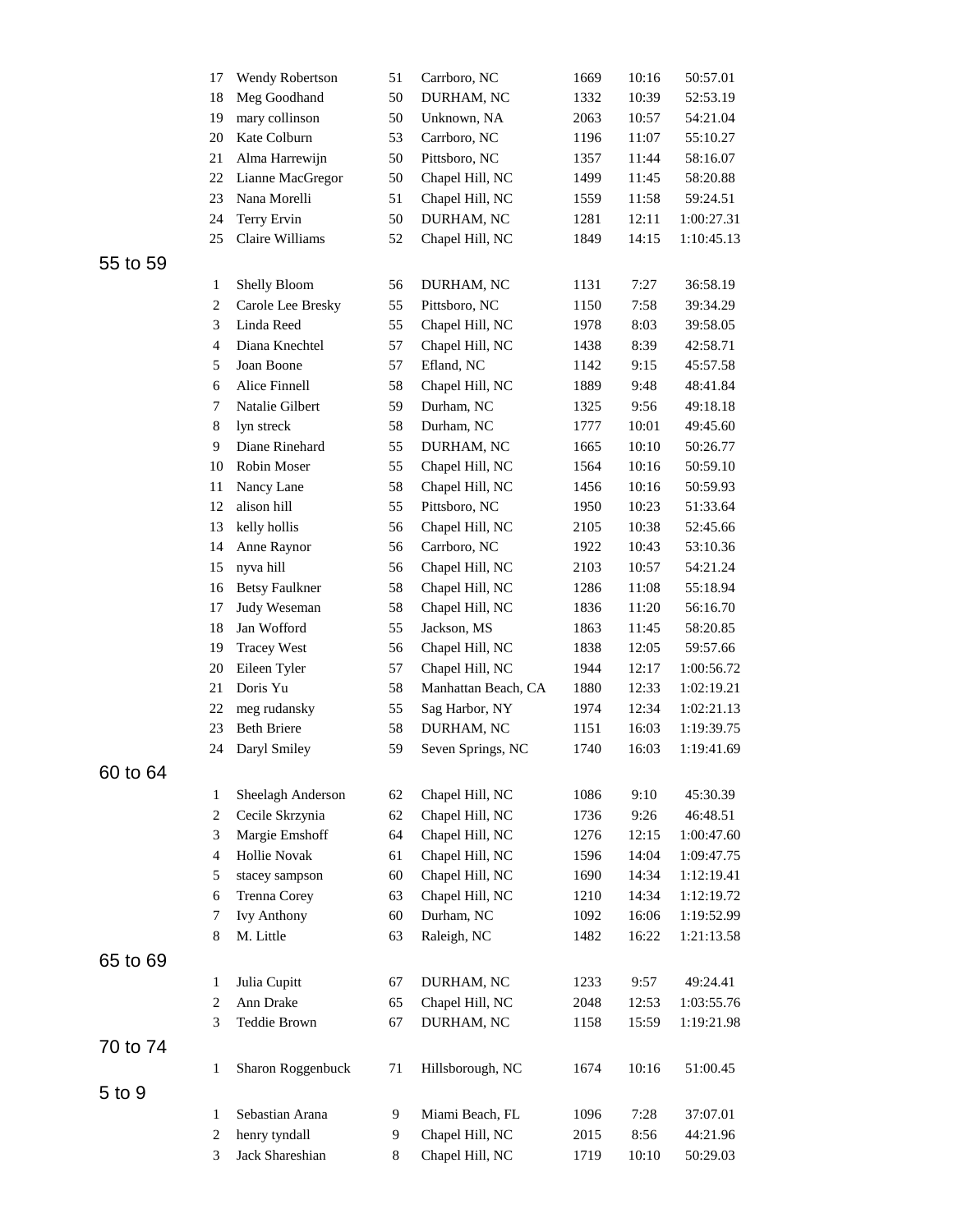| | | | | | | |
|---|---|---|---|---|---|---|
| 17 | Wendy Robertson | 51 | Carrboro, NC | 1669 | 10:16 | 50:57.01 |
| 18 | Meg Goodhand | 50 | DURHAM, NC | 1332 | 10:39 | 52:53.19 |
| 19 | mary collinson | 50 | Unknown, NA | 2063 | 10:57 | 54:21.04 |
| 20 | Kate Colburn | 53 | Carrboro, NC | 1196 | 11:07 | 55:10.27 |
| 21 | Alma Harrewijn | 50 | Pittsboro, NC | 1357 | 11:44 | 58:16.07 |
| 22 | Lianne MacGregor | 50 | Chapel Hill, NC | 1499 | 11:45 | 58:20.88 |
| 23 | Nana Morelli | 51 | Chapel Hill, NC | 1559 | 11:58 | 59:24.51 |
| 24 | Terry Ervin | 50 | DURHAM, NC | 1281 | 12:11 | 1:00:27.31 |
| 25 | Claire Williams | 52 | Chapel Hill, NC | 1849 | 14:15 | 1:10:45.13 |

## 55 to 59

| | | | | | | |
|---|---|---|---|---|---|---|
| 1 | Shelly Bloom | 56 | DURHAM, NC | 1131 | 7:27 | 36:58.19 |
| 2 | Carole Lee Bresky | 55 | Pittsboro, NC | 1150 | 7:58 | 39:34.29 |
| 3 | Linda Reed | 55 | Chapel Hill, NC | 1978 | 8:03 | 39:58.05 |
| 4 | Diana Knechtel | 57 | Chapel Hill, NC | 1438 | 8:39 | 42:58.71 |
| 5 | Joan Boone | 57 | Efland, NC | 1142 | 9:15 | 45:57.58 |
| 6 | Alice Finnell | 58 | Chapel Hill, NC | 1889 | 9:48 | 48:41.84 |
| 7 | Natalie Gilbert | 59 | Durham, NC | 1325 | 9:56 | 49:18.18 |
| 8 | lyn streck | 58 | Durham, NC | 1777 | 10:01 | 49:45.60 |
| 9 | Diane Rinehard | 55 | DURHAM, NC | 1665 | 10:10 | 50:26.77 |
| 10 | Robin Moser | 55 | Chapel Hill, NC | 1564 | 10:16 | 50:59.10 |
| 11 | Nancy Lane | 58 | Chapel Hill, NC | 1456 | 10:16 | 50:59.93 |
| 12 | alison hill | 55 | Pittsboro, NC | 1950 | 10:23 | 51:33.64 |
| 13 | kelly hollis | 56 | Chapel Hill, NC | 2105 | 10:38 | 52:45.66 |
| 14 | Anne Raynor | 56 | Carrboro, NC | 1922 | 10:43 | 53:10.36 |
| 15 | nyva hill | 56 | Chapel Hill, NC | 2103 | 10:57 | 54:21.24 |
| 16 | Betsy Faulkner | 58 | Chapel Hill, NC | 1286 | 11:08 | 55:18.94 |
| 17 | Judy Weseman | 58 | Chapel Hill, NC | 1836 | 11:20 | 56:16.70 |
| 18 | Jan Wofford | 55 | Jackson, MS | 1863 | 11:45 | 58:20.85 |
| 19 | Tracey West | 56 | Chapel Hill, NC | 1838 | 12:05 | 59:57.66 |
| 20 | Eileen Tyler | 57 | Chapel Hill, NC | 1944 | 12:17 | 1:00:56.72 |
| 21 | Doris Yu | 58 | Manhattan Beach, CA | 1880 | 12:33 | 1:02:19.21 |
| 22 | meg rudansky | 55 | Sag Harbor, NY | 1974 | 12:34 | 1:02:21.13 |
| 23 | Beth Briere | 58 | DURHAM, NC | 1151 | 16:03 | 1:19:39.75 |
| 24 | Daryl Smiley | 59 | Seven Springs, NC | 1740 | 16:03 | 1:19:41.69 |

## 60 to 64

| | | | | | | |
|---|---|---|---|---|---|---|
| 1 | Sheelagh Anderson | 62 | Chapel Hill, NC | 1086 | 9:10 | 45:30.39 |
| 2 | Cecile Skrzynia | 62 | Chapel Hill, NC | 1736 | 9:26 | 46:48.51 |
| 3 | Margie Emshoff | 64 | Chapel Hill, NC | 1276 | 12:15 | 1:00:47.60 |
| 4 | Hollie Novak | 61 | Chapel Hill, NC | 1596 | 14:04 | 1:09:47.75 |
| 5 | stacey sampson | 60 | Chapel Hill, NC | 1690 | 14:34 | 1:12:19.41 |
| 6 | Trenna Corey | 63 | Chapel Hill, NC | 1210 | 14:34 | 1:12:19.72 |
| 7 | Ivy Anthony | 60 | Durham, NC | 1092 | 16:06 | 1:19:52.99 |
| 8 | M. Little | 63 | Raleigh, NC | 1482 | 16:22 | 1:21:13.58 |

## 65 to 69

| | | | | | | |
|---|---|---|---|---|---|---|
| 1 | Julia Cupitt | 67 | DURHAM, NC | 1233 | 9:57 | 49:24.41 |
| 2 | Ann Drake | 65 | Chapel Hill, NC | 2048 | 12:53 | 1:03:55.76 |
| 3 | Teddie Brown | 67 | DURHAM, NC | 1158 | 15:59 | 1:19:21.98 |

## 70 to 74

| | | | | | | |
|---|---|---|---|---|---|---|
| 1 | Sharon Roggenbuck | 71 | Hillsborough, NC | 1674 | 10:16 | 51:00.45 |

## 5 to 9

| | | | | | | |
|---|---|---|---|---|---|---|
| 1 | Sebastian Arana | 9 | Miami Beach, FL | 1096 | 7:28 | 37:07.01 |
| 2 | henry tyndall | 9 | Chapel Hill, NC | 2015 | 8:56 | 44:21.96 |
| 3 | Jack Shareshian | 8 | Chapel Hill, NC | 1719 | 10:10 | 50:29.03 |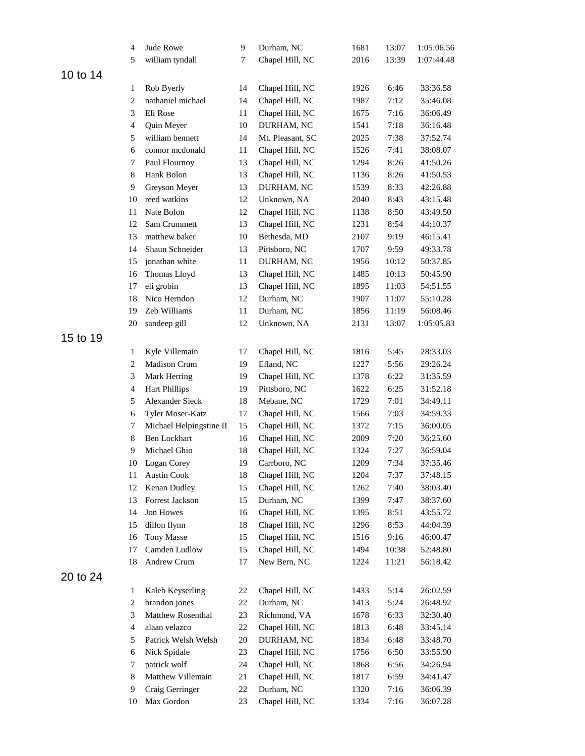| | | | | | |
|---|---|---|---|---|---|---|
| 4 | Jude Rowe | 9 | Durham, NC | 1681 | 13:07 | 1:05:06.56 |
| 5 | william tyndall | 7 | Chapel Hill, NC | 2016 | 13:39 | 1:07:44.48 |

## 10 to 14

| | | | | | | |
|---|---|---|---|---|---|---|
| 1 | Rob Byerly | 14 | Chapel Hill, NC | 1926 | 6:46 | 33:36.58 |
| 2 | nathaniel michael | 14 | Chapel Hill, NC | 1987 | 7:12 | 35:46.08 |
| 3 | Eli Rose | 11 | Chapel Hill, NC | 1675 | 7:16 | 36:06.49 |
| 4 | Quin Meyer | 10 | DURHAM, NC | 1541 | 7:18 | 36:16.48 |
| 5 | william bennett | 14 | Mt. Pleasant, SC | 2025 | 7:38 | 37:52.74 |
| 6 | connor mcdonald | 11 | Chapel Hill, NC | 1526 | 7:41 | 38:08.07 |
| 7 | Paul Flournoy | 13 | Chapel Hill, NC | 1294 | 8:26 | 41:50.26 |
| 8 | Hank Bolon | 13 | Chapel Hill, NC | 1136 | 8:26 | 41:50.53 |
| 9 | Greyson Meyer | 13 | DURHAM, NC | 1539 | 8:33 | 42:26.88 |
| 10 | reed watkins | 12 | Unknown, NA | 2040 | 8:43 | 43:15.48 |
| 11 | Nate Bolon | 12 | Chapel Hill, NC | 1138 | 8:50 | 43:49.50 |
| 12 | Sam Crummett | 13 | Chapel Hill, NC | 1231 | 8:54 | 44:10.37 |
| 13 | matthew baker | 10 | Bethesda, MD | 2107 | 9:19 | 46:15.41 |
| 14 | Shaun Schneider | 13 | Pittsboro, NC | 1707 | 9:59 | 49:33.78 |
| 15 | jonathan white | 11 | DURHAM, NC | 1956 | 10:12 | 50:37.85 |
| 16 | Thomas Lloyd | 13 | Chapel Hill, NC | 1485 | 10:13 | 50:45.90 |
| 17 | eli grobin | 13 | Chapel Hill, NC | 1895 | 11:03 | 54:51.55 |
| 18 | Nico Herndon | 12 | Durham, NC | 1907 | 11:07 | 55:10.28 |
| 19 | Zeb Williams | 11 | Durham, NC | 1856 | 11:19 | 56:08.46 |
| 20 | sandeep gill | 12 | Unknown, NA | 2131 | 13:07 | 1:05:05.83 |

## 15 to 19

| | | | | | | |
|---|---|---|---|---|---|---|
| 1 | Kyle Villemain | 17 | Chapel Hill, NC | 1816 | 5:45 | 28:33.03 |
| 2 | Madison Crum | 19 | Efland, NC | 1227 | 5:56 | 29:26.24 |
| 3 | Mark Herring | 19 | Chapel Hill, NC | 1378 | 6:22 | 31:35.59 |
| 4 | Hart Phillips | 19 | Pittsboro, NC | 1622 | 6:25 | 31:52.18 |
| 5 | Alexander Sieck | 18 | Mebane, NC | 1729 | 7:01 | 34:49.11 |
| 6 | Tyler Moser-Katz | 17 | Chapel Hill, NC | 1566 | 7:03 | 34:59.33 |
| 7 | Michael Helpingstine II | 15 | Chapel Hill, NC | 1372 | 7:15 | 36:00.05 |
| 8 | Ben Lockhart | 16 | Chapel Hill, NC | 2009 | 7:20 | 36:25.60 |
| 9 | Michael Ghio | 18 | Chapel Hill, NC | 1324 | 7:27 | 36:59.04 |
| 10 | Logan Corey | 19 | Carrboro, NC | 1209 | 7:34 | 37:35.46 |
| 11 | Austin Cook | 18 | Chapel Hill, NC | 1204 | 7:37 | 37:48.15 |
| 12 | Kenan Dudley | 15 | Chapel Hill, NC | 1262 | 7:40 | 38:03.40 |
| 13 | Forrest Jackson | 15 | Durham, NC | 1399 | 7:47 | 38:37.60 |
| 14 | Jon Howes | 16 | Chapel Hill, NC | 1395 | 8:51 | 43:55.72 |
| 15 | dillon flynn | 18 | Chapel Hill, NC | 1296 | 8:53 | 44:04.39 |
| 16 | Tony Masse | 15 | Chapel Hill, NC | 1516 | 9:16 | 46:00.47 |
| 17 | Camden Ludlow | 15 | Chapel Hill, NC | 1494 | 10:38 | 52:48.80 |
| 18 | Andrew Crum | 17 | New Bern, NC | 1224 | 11:21 | 56:18.42 |

## 20 to 24

| | | | | | | |
|---|---|---|---|---|---|---|
| 1 | Kaleb Keyserling | 22 | Chapel Hill, NC | 1433 | 5:14 | 26:02.59 |
| 2 | brandon jones | 22 | Durham, NC | 1413 | 5:24 | 26:48.92 |
| 3 | Matthew Rosenthal | 23 | Richmond, VA | 1678 | 6:33 | 32:30.40 |
| 4 | alaan velazco | 22 | Chapel Hill, NC | 1813 | 6:48 | 33:45.14 |
| 5 | Patrick Welsh Welsh | 20 | DURHAM, NC | 1834 | 6:48 | 33:48.70 |
| 6 | Nick Spidale | 23 | Chapel Hill, NC | 1756 | 6:50 | 33:55.90 |
| 7 | patrick wolf | 24 | Chapel Hill, NC | 1868 | 6:56 | 34:26.94 |
| 8 | Matthew Villemain | 21 | Chapel Hill, NC | 1817 | 6:59 | 34:41.47 |
| 9 | Craig Gerringer | 22 | Durham, NC | 1320 | 7:16 | 36:06.39 |
| 10 | Max Gordon | 23 | Chapel Hill, NC | 1334 | 7:16 | 36:07.28 |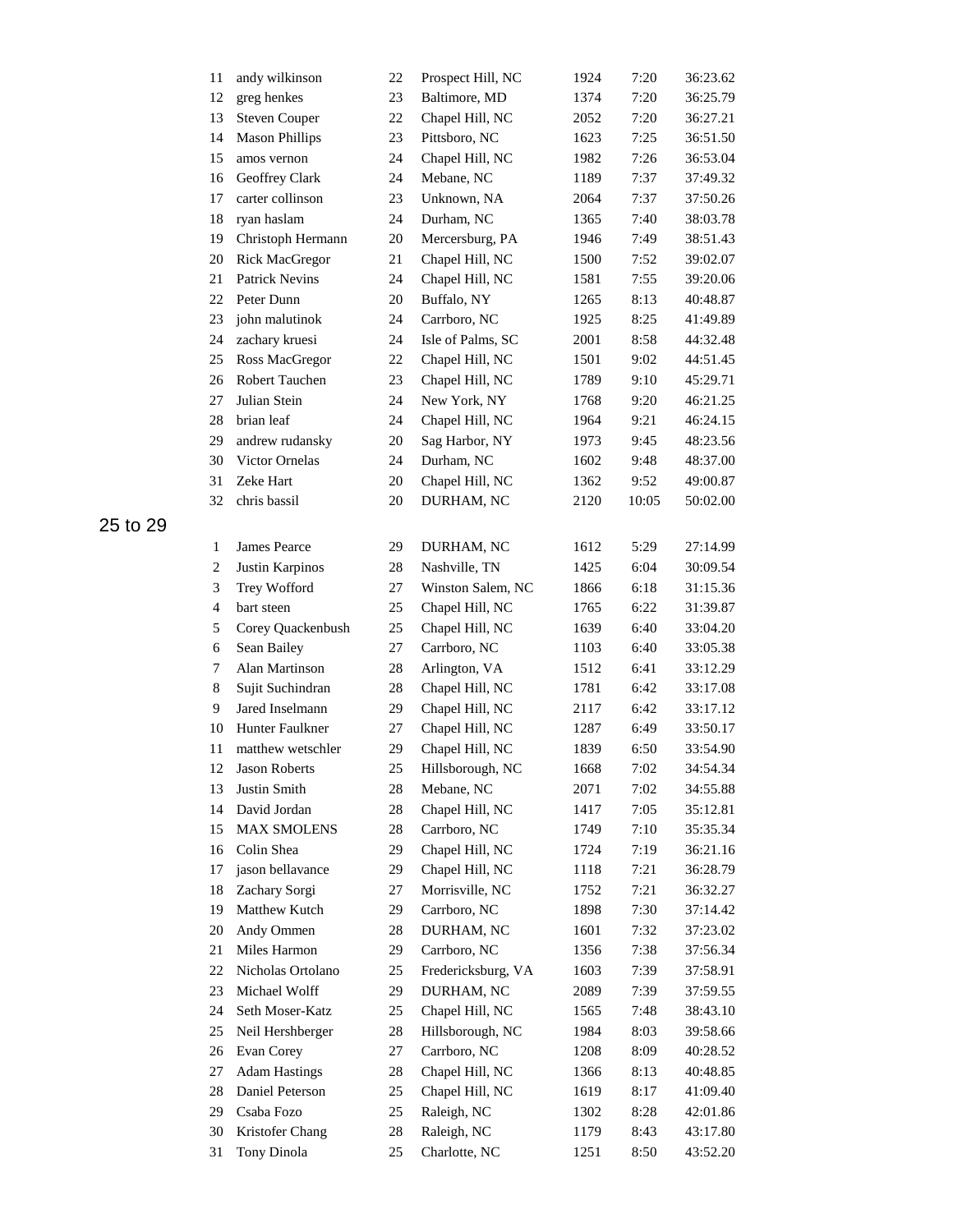| | | | | | | |
|---|---|---|---|---|---|---|
| 11 | andy wilkinson | 22 | Prospect Hill, NC | 1924 | 7:20 | 36:23.62 |
| 12 | greg henkes | 23 | Baltimore, MD | 1374 | 7:20 | 36:25.79 |
| 13 | Steven Couper | 22 | Chapel Hill, NC | 2052 | 7:20 | 36:27.21 |
| 14 | Mason Phillips | 23 | Pittsboro, NC | 1623 | 7:25 | 36:51.50 |
| 15 | amos vernon | 24 | Chapel Hill, NC | 1982 | 7:26 | 36:53.04 |
| 16 | Geoffrey Clark | 24 | Mebane, NC | 1189 | 7:37 | 37:49.32 |
| 17 | carter collinson | 23 | Unknown, NA | 2064 | 7:37 | 37:50.26 |
| 18 | ryan haslam | 24 | Durham, NC | 1365 | 7:40 | 38:03.78 |
| 19 | Christoph Hermann | 20 | Mercersburg, PA | 1946 | 7:49 | 38:51.43 |
| 20 | Rick MacGregor | 21 | Chapel Hill, NC | 1500 | 7:52 | 39:02.07 |
| 21 | Patrick Nevins | 24 | Chapel Hill, NC | 1581 | 7:55 | 39:20.06 |
| 22 | Peter Dunn | 20 | Buffalo, NY | 1265 | 8:13 | 40:48.87 |
| 23 | john malutinok | 24 | Carrboro, NC | 1925 | 8:25 | 41:49.89 |
| 24 | zachary kruesi | 24 | Isle of Palms, SC | 2001 | 8:58 | 44:32.48 |
| 25 | Ross MacGregor | 22 | Chapel Hill, NC | 1501 | 9:02 | 44:51.45 |
| 26 | Robert Tauchen | 23 | Chapel Hill, NC | 1789 | 9:10 | 45:29.71 |
| 27 | Julian Stein | 24 | New York, NY | 1768 | 9:20 | 46:21.25 |
| 28 | brian leaf | 24 | Chapel Hill, NC | 1964 | 9:21 | 46:24.15 |
| 29 | andrew rudansky | 20 | Sag Harbor, NY | 1973 | 9:45 | 48:23.56 |
| 30 | Victor Ornelas | 24 | Durham, NC | 1602 | 9:48 | 48:37.00 |
| 31 | Zeke Hart | 20 | Chapel Hill, NC | 1362 | 9:52 | 49:00.87 |
| 32 | chris bassil | 20 | DURHAM, NC | 2120 | 10:05 | 50:02.00 |

## 25 to 29

| | | | | | | |
|---|---|---|---|---|---|---|
| 1 | James Pearce | 29 | DURHAM, NC | 1612 | 5:29 | 27:14.99 |
| 2 | Justin Karpinos | 28 | Nashville, TN | 1425 | 6:04 | 30:09.54 |
| 3 | Trey Wofford | 27 | Winston Salem, NC | 1866 | 6:18 | 31:15.36 |
| 4 | bart steen | 25 | Chapel Hill, NC | 1765 | 6:22 | 31:39.87 |
| 5 | Corey Quackenbush | 25 | Chapel Hill, NC | 1639 | 6:40 | 33:04.20 |
| 6 | Sean Bailey | 27 | Carrboro, NC | 1103 | 6:40 | 33:05.38 |
| 7 | Alan Martinson | 28 | Arlington, VA | 1512 | 6:41 | 33:12.29 |
| 8 | Sujit Suchindran | 28 | Chapel Hill, NC | 1781 | 6:42 | 33:17.08 |
| 9 | Jared Inselmann | 29 | Chapel Hill, NC | 2117 | 6:42 | 33:17.12 |
| 10 | Hunter Faulkner | 27 | Chapel Hill, NC | 1287 | 6:49 | 33:50.17 |
| 11 | matthew wetschler | 29 | Chapel Hill, NC | 1839 | 6:50 | 33:54.90 |
| 12 | Jason Roberts | 25 | Hillsborough, NC | 1668 | 7:02 | 34:54.34 |
| 13 | Justin Smith | 28 | Mebane, NC | 2071 | 7:02 | 34:55.88 |
| 14 | David Jordan | 28 | Chapel Hill, NC | 1417 | 7:05 | 35:12.81 |
| 15 | MAX SMOLENS | 28 | Carrboro, NC | 1749 | 7:10 | 35:35.34 |
| 16 | Colin Shea | 29 | Chapel Hill, NC | 1724 | 7:19 | 36:21.16 |
| 17 | jason bellavance | 29 | Chapel Hill, NC | 1118 | 7:21 | 36:28.79 |
| 18 | Zachary Sorgi | 27 | Morrisville, NC | 1752 | 7:21 | 36:32.27 |
| 19 | Matthew Kutch | 29 | Carrboro, NC | 1898 | 7:30 | 37:14.42 |
| 20 | Andy Ommen | 28 | DURHAM, NC | 1601 | 7:32 | 37:23.02 |
| 21 | Miles Harmon | 29 | Carrboro, NC | 1356 | 7:38 | 37:56.34 |
| 22 | Nicholas Ortolano | 25 | Fredericksburg, VA | 1603 | 7:39 | 37:58.91 |
| 23 | Michael Wolff | 29 | DURHAM, NC | 2089 | 7:39 | 37:59.55 |
| 24 | Seth Moser-Katz | 25 | Chapel Hill, NC | 1565 | 7:48 | 38:43.10 |
| 25 | Neil Hershberger | 28 | Hillsborough, NC | 1984 | 8:03 | 39:58.66 |
| 26 | Evan Corey | 27 | Carrboro, NC | 1208 | 8:09 | 40:28.52 |
| 27 | Adam Hastings | 28 | Chapel Hill, NC | 1366 | 8:13 | 40:48.85 |
| 28 | Daniel Peterson | 25 | Chapel Hill, NC | 1619 | 8:17 | 41:09.40 |
| 29 | Csaba Fozo | 25 | Raleigh, NC | 1302 | 8:28 | 42:01.86 |
| 30 | Kristofer Chang | 28 | Raleigh, NC | 1179 | 8:43 | 43:17.80 |
| 31 | Tony Dinola | 25 | Charlotte, NC | 1251 | 8:50 | 43:52.20 |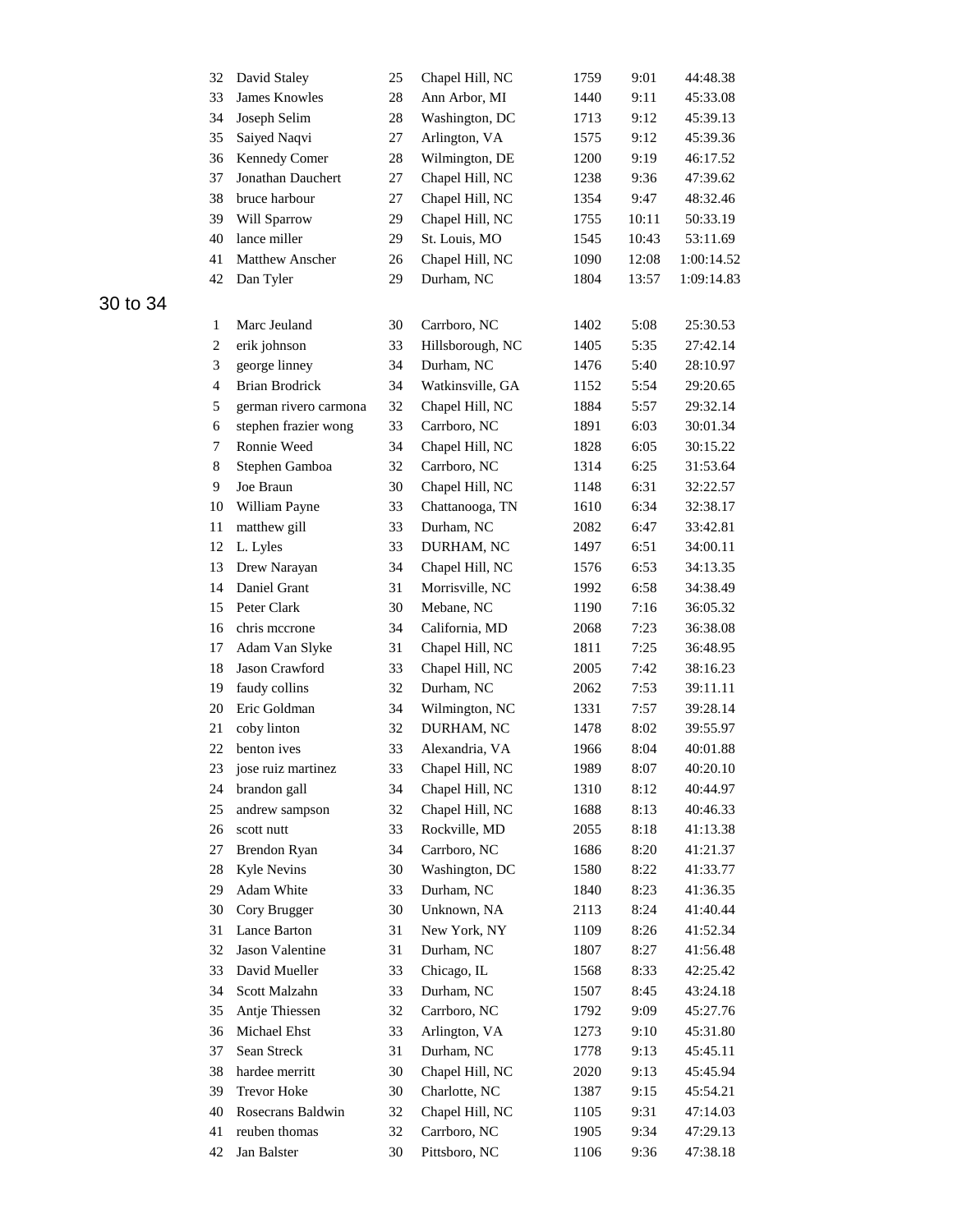| | | | | | | |
|---|---|---|---|---|---|---|
| 32 | David Staley | 25 | Chapel Hill, NC | 1759 | 9:01 | 44:48.38 |
| 33 | James Knowles | 28 | Ann Arbor, MI | 1440 | 9:11 | 45:33.08 |
| 34 | Joseph Selim | 28 | Washington, DC | 1713 | 9:12 | 45:39.13 |
| 35 | Saiyed Naqvi | 27 | Arlington, VA | 1575 | 9:12 | 45:39.36 |
| 36 | Kennedy Comer | 28 | Wilmington, DE | 1200 | 9:19 | 46:17.52 |
| 37 | Jonathan Dauchert | 27 | Chapel Hill, NC | 1238 | 9:36 | 47:39.62 |
| 38 | bruce harbour | 27 | Chapel Hill, NC | 1354 | 9:47 | 48:32.46 |
| 39 | Will Sparrow | 29 | Chapel Hill, NC | 1755 | 10:11 | 50:33.19 |
| 40 | lance miller | 29 | St. Louis, MO | 1545 | 10:43 | 53:11.69 |
| 41 | Matthew Anscher | 26 | Chapel Hill, NC | 1090 | 12:08 | 1:00:14.52 |
| 42 | Dan Tyler | 29 | Durham, NC | 1804 | 13:57 | 1:09:14.83 |

## 30 to 34

| | | | | | | |
|---|---|---|---|---|---|---|
| 1 | Marc Jeuland | 30 | Carrboro, NC | 1402 | 5:08 | 25:30.53 |
| 2 | erik johnson | 33 | Hillsborough, NC | 1405 | 5:35 | 27:42.14 |
| 3 | george linney | 34 | Durham, NC | 1476 | 5:40 | 28:10.97 |
| 4 | Brian Brodrick | 34 | Watkinsville, GA | 1152 | 5:54 | 29:20.65 |
| 5 | german rivero carmona | 32 | Chapel Hill, NC | 1884 | 5:57 | 29:32.14 |
| 6 | stephen frazier wong | 33 | Carrboro, NC | 1891 | 6:03 | 30:01.34 |
| 7 | Ronnie Weed | 34 | Chapel Hill, NC | 1828 | 6:05 | 30:15.22 |
| 8 | Stephen Gamboa | 32 | Carrboro, NC | 1314 | 6:25 | 31:53.64 |
| 9 | Joe Braun | 30 | Chapel Hill, NC | 1148 | 6:31 | 32:22.57 |
| 10 | William Payne | 33 | Chattanooga, TN | 1610 | 6:34 | 32:38.17 |
| 11 | matthew gill | 33 | Durham, NC | 2082 | 6:47 | 33:42.81 |
| 12 | L. Lyles | 33 | DURHAM, NC | 1497 | 6:51 | 34:00.11 |
| 13 | Drew Narayan | 34 | Chapel Hill, NC | 1576 | 6:53 | 34:13.35 |
| 14 | Daniel Grant | 31 | Morrisville, NC | 1992 | 6:58 | 34:38.49 |
| 15 | Peter Clark | 30 | Mebane, NC | 1190 | 7:16 | 36:05.32 |
| 16 | chris mccrone | 34 | California, MD | 2068 | 7:23 | 36:38.08 |
| 17 | Adam Van Slyke | 31 | Chapel Hill, NC | 1811 | 7:25 | 36:48.95 |
| 18 | Jason Crawford | 33 | Chapel Hill, NC | 2005 | 7:42 | 38:16.23 |
| 19 | faudy collins | 32 | Durham, NC | 2062 | 7:53 | 39:11.11 |
| 20 | Eric Goldman | 34 | Wilmington, NC | 1331 | 7:57 | 39:28.14 |
| 21 | coby linton | 32 | DURHAM, NC | 1478 | 8:02 | 39:55.97 |
| 22 | benton ives | 33 | Alexandria, VA | 1966 | 8:04 | 40:01.88 |
| 23 | jose ruiz martinez | 33 | Chapel Hill, NC | 1989 | 8:07 | 40:20.10 |
| 24 | brandon gall | 34 | Chapel Hill, NC | 1310 | 8:12 | 40:44.97 |
| 25 | andrew sampson | 32 | Chapel Hill, NC | 1688 | 8:13 | 40:46.33 |
| 26 | scott nutt | 33 | Rockville, MD | 2055 | 8:18 | 41:13.38 |
| 27 | Brendon Ryan | 34 | Carrboro, NC | 1686 | 8:20 | 41:21.37 |
| 28 | Kyle Nevins | 30 | Washington, DC | 1580 | 8:22 | 41:33.77 |
| 29 | Adam White | 33 | Durham, NC | 1840 | 8:23 | 41:36.35 |
| 30 | Cory Brugger | 30 | Unknown, NA | 2113 | 8:24 | 41:40.44 |
| 31 | Lance Barton | 31 | New York, NY | 1109 | 8:26 | 41:52.34 |
| 32 | Jason Valentine | 31 | Durham, NC | 1807 | 8:27 | 41:56.48 |
| 33 | David Mueller | 33 | Chicago, IL | 1568 | 8:33 | 42:25.42 |
| 34 | Scott Malzahn | 33 | Durham, NC | 1507 | 8:45 | 43:24.18 |
| 35 | Antje Thiessen | 32 | Carrboro, NC | 1792 | 9:09 | 45:27.76 |
| 36 | Michael Ehst | 33 | Arlington, VA | 1273 | 9:10 | 45:31.80 |
| 37 | Sean Streck | 31 | Durham, NC | 1778 | 9:13 | 45:45.11 |
| 38 | hardee merritt | 30 | Chapel Hill, NC | 2020 | 9:13 | 45:45.94 |
| 39 | Trevor Hoke | 30 | Charlotte, NC | 1387 | 9:15 | 45:54.21 |
| 40 | Rosecrans Baldwin | 32 | Chapel Hill, NC | 1105 | 9:31 | 47:14.03 |
| 41 | reuben thomas | 32 | Carrboro, NC | 1905 | 9:34 | 47:29.13 |
| 42 | Jan Balster | 30 | Pittsboro, NC | 1106 | 9:36 | 47:38.18 |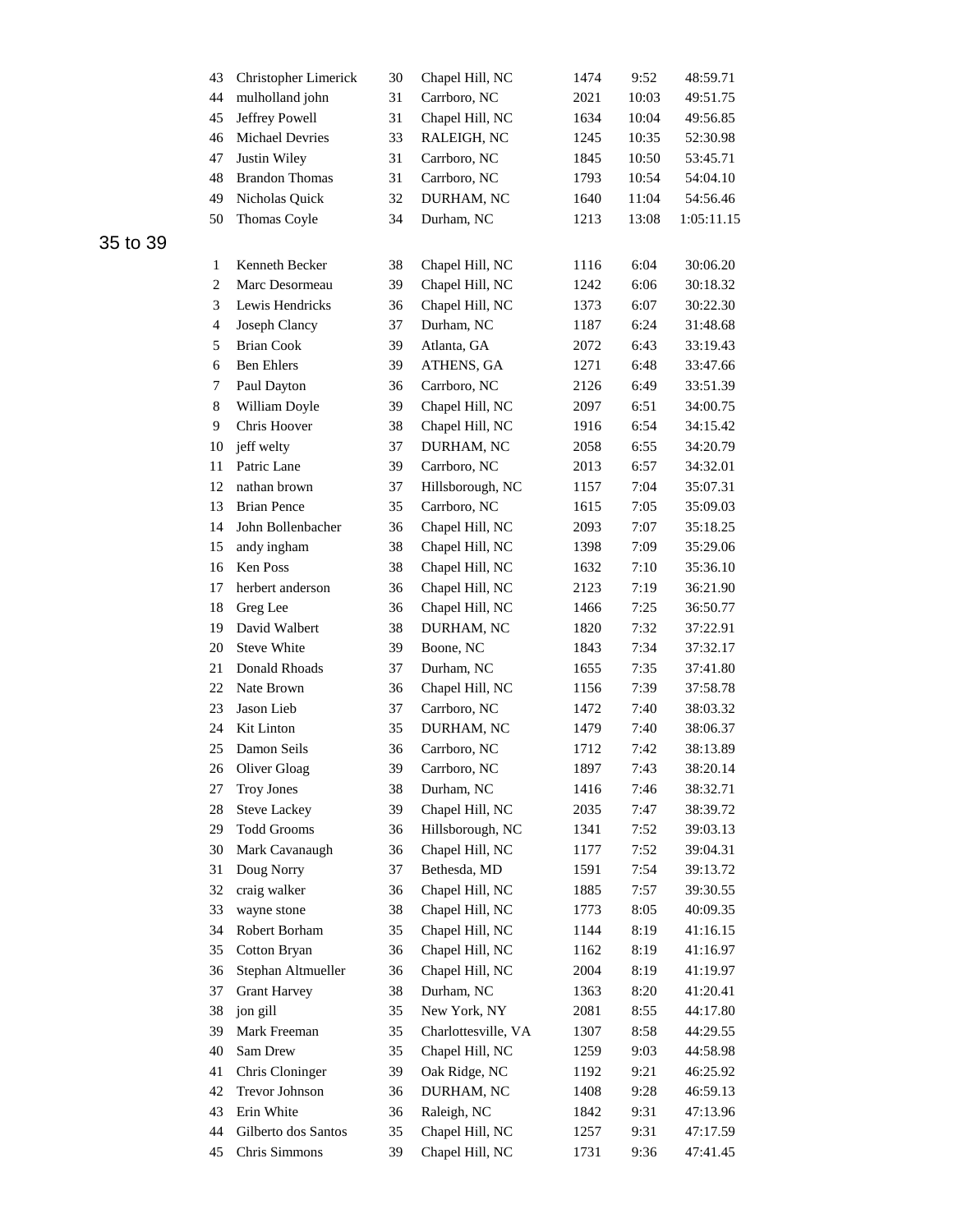| | | | | | | |
|---|---|---|---|---|---|---|
| 43 | Christopher Limerick | 30 | Chapel Hill, NC | 1474 | 9:52 | 48:59.71 |
| 44 | mulholland john | 31 | Carrboro, NC | 2021 | 10:03 | 49:51.75 |
| 45 | Jeffrey Powell | 31 | Chapel Hill, NC | 1634 | 10:04 | 49:56.85 |
| 46 | Michael Devries | 33 | RALEIGH, NC | 1245 | 10:35 | 52:30.98 |
| 47 | Justin Wiley | 31 | Carrboro, NC | 1845 | 10:50 | 53:45.71 |
| 48 | Brandon Thomas | 31 | Carrboro, NC | 1793 | 10:54 | 54:04.10 |
| 49 | Nicholas Quick | 32 | DURHAM, NC | 1640 | 11:04 | 54:56.46 |
| 50 | Thomas Coyle | 34 | Durham, NC | 1213 | 13:08 | 1:05:11.15 |

## 35 to 39

| | | | | | | |
|---|---|---|---|---|---|---|
| 1 | Kenneth Becker | 38 | Chapel Hill, NC | 1116 | 6:04 | 30:06.20 |
| 2 | Marc Desormeau | 39 | Chapel Hill, NC | 1242 | 6:06 | 30:18.32 |
| 3 | Lewis Hendricks | 36 | Chapel Hill, NC | 1373 | 6:07 | 30:22.30 |
| 4 | Joseph Clancy | 37 | Durham, NC | 1187 | 6:24 | 31:48.68 |
| 5 | Brian Cook | 39 | Atlanta, GA | 2072 | 6:43 | 33:19.43 |
| 6 | Ben Ehlers | 39 | ATHENS, GA | 1271 | 6:48 | 33:47.66 |
| 7 | Paul Dayton | 36 | Carrboro, NC | 2126 | 6:49 | 33:51.39 |
| 8 | William Doyle | 39 | Chapel Hill, NC | 2097 | 6:51 | 34:00.75 |
| 9 | Chris Hoover | 38 | Chapel Hill, NC | 1916 | 6:54 | 34:15.42 |
| 10 | jeff welty | 37 | DURHAM, NC | 2058 | 6:55 | 34:20.79 |
| 11 | Patric Lane | 39 | Carrboro, NC | 2013 | 6:57 | 34:32.01 |
| 12 | nathan brown | 37 | Hillsborough, NC | 1157 | 7:04 | 35:07.31 |
| 13 | Brian Pence | 35 | Carrboro, NC | 1615 | 7:05 | 35:09.03 |
| 14 | John Bollenbacher | 36 | Chapel Hill, NC | 2093 | 7:07 | 35:18.25 |
| 15 | andy ingham | 38 | Chapel Hill, NC | 1398 | 7:09 | 35:29.06 |
| 16 | Ken Poss | 38 | Chapel Hill, NC | 1632 | 7:10 | 35:36.10 |
| 17 | herbert anderson | 36 | Chapel Hill, NC | 2123 | 7:19 | 36:21.90 |
| 18 | Greg Lee | 36 | Chapel Hill, NC | 1466 | 7:25 | 36:50.77 |
| 19 | David Walbert | 38 | DURHAM, NC | 1820 | 7:32 | 37:22.91 |
| 20 | Steve White | 39 | Boone, NC | 1843 | 7:34 | 37:32.17 |
| 21 | Donald Rhoads | 37 | Durham, NC | 1655 | 7:35 | 37:41.80 |
| 22 | Nate Brown | 36 | Chapel Hill, NC | 1156 | 7:39 | 37:58.78 |
| 23 | Jason Lieb | 37 | Carrboro, NC | 1472 | 7:40 | 38:03.32 |
| 24 | Kit Linton | 35 | DURHAM, NC | 1479 | 7:40 | 38:06.37 |
| 25 | Damon Seils | 36 | Carrboro, NC | 1712 | 7:42 | 38:13.89 |
| 26 | Oliver Gloag | 39 | Carrboro, NC | 1897 | 7:43 | 38:20.14 |
| 27 | Troy Jones | 38 | Durham, NC | 1416 | 7:46 | 38:32.71 |
| 28 | Steve Lackey | 39 | Chapel Hill, NC | 2035 | 7:47 | 38:39.72 |
| 29 | Todd Grooms | 36 | Hillsborough, NC | 1341 | 7:52 | 39:03.13 |
| 30 | Mark Cavanaugh | 36 | Chapel Hill, NC | 1177 | 7:52 | 39:04.31 |
| 31 | Doug Norry | 37 | Bethesda, MD | 1591 | 7:54 | 39:13.72 |
| 32 | craig walker | 36 | Chapel Hill, NC | 1885 | 7:57 | 39:30.55 |
| 33 | wayne stone | 38 | Chapel Hill, NC | 1773 | 8:05 | 40:09.35 |
| 34 | Robert Borham | 35 | Chapel Hill, NC | 1144 | 8:19 | 41:16.15 |
| 35 | Cotton Bryan | 36 | Chapel Hill, NC | 1162 | 8:19 | 41:16.97 |
| 36 | Stephan Altmueller | 36 | Chapel Hill, NC | 2004 | 8:19 | 41:19.97 |
| 37 | Grant Harvey | 38 | Durham, NC | 1363 | 8:20 | 41:20.41 |
| 38 | jon gill | 35 | New York, NY | 2081 | 8:55 | 44:17.80 |
| 39 | Mark Freeman | 35 | Charlottesville, VA | 1307 | 8:58 | 44:29.55 |
| 40 | Sam Drew | 35 | Chapel Hill, NC | 1259 | 9:03 | 44:58.98 |
| 41 | Chris Cloninger | 39 | Oak Ridge, NC | 1192 | 9:21 | 46:25.92 |
| 42 | Trevor Johnson | 36 | DURHAM, NC | 1408 | 9:28 | 46:59.13 |
| 43 | Erin White | 36 | Raleigh, NC | 1842 | 9:31 | 47:13.96 |
| 44 | Gilberto dos Santos | 35 | Chapel Hill, NC | 1257 | 9:31 | 47:17.59 |
| 45 | Chris Simmons | 39 | Chapel Hill, NC | 1731 | 9:36 | 47:41.45 |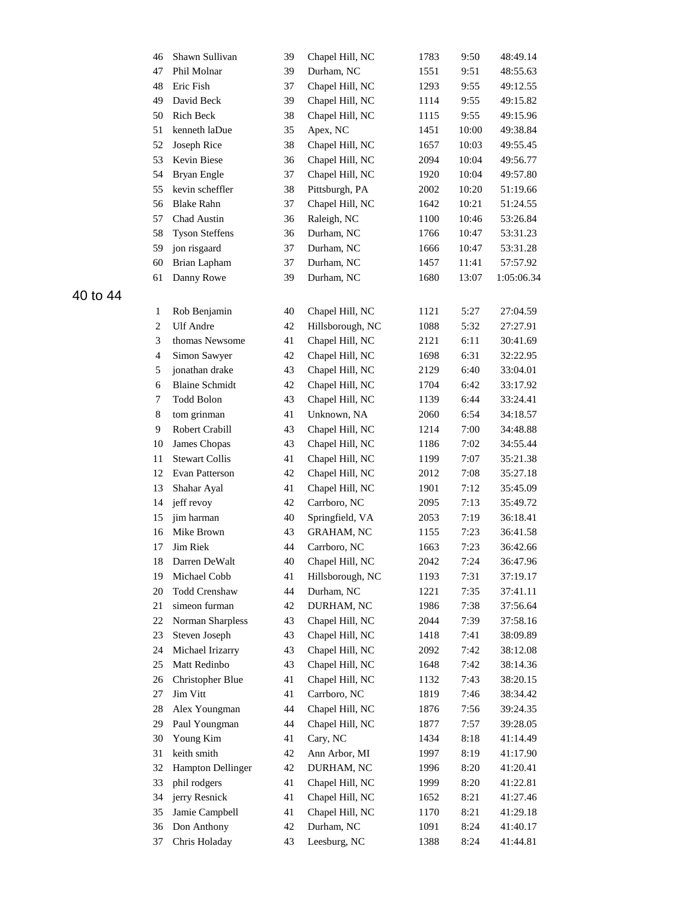| | | | | | | |
|---|---|---|---|---|---|---|
| 46 | Shawn Sullivan | 39 | Chapel Hill, NC | 1783 | 9:50 | 48:49.14 |
| 47 | Phil Molnar | 39 | Durham, NC | 1551 | 9:51 | 48:55.63 |
| 48 | Eric Fish | 37 | Chapel Hill, NC | 1293 | 9:55 | 49:12.55 |
| 49 | David Beck | 39 | Chapel Hill, NC | 1114 | 9:55 | 49:15.82 |
| 50 | Rich Beck | 38 | Chapel Hill, NC | 1115 | 9:55 | 49:15.96 |
| 51 | kenneth laDue | 35 | Apex, NC | 1451 | 10:00 | 49:38.84 |
| 52 | Joseph Rice | 38 | Chapel Hill, NC | 1657 | 10:03 | 49:55.45 |
| 53 | Kevin Biese | 36 | Chapel Hill, NC | 2094 | 10:04 | 49:56.77 |
| 54 | Bryan Engle | 37 | Chapel Hill, NC | 1920 | 10:04 | 49:57.80 |
| 55 | kevin scheffler | 38 | Pittsburgh, PA | 2002 | 10:20 | 51:19.66 |
| 56 | Blake Rahn | 37 | Chapel Hill, NC | 1642 | 10:21 | 51:24.55 |
| 57 | Chad Austin | 36 | Raleigh, NC | 1100 | 10:46 | 53:26.84 |
| 58 | Tyson Steffens | 36 | Durham, NC | 1766 | 10:47 | 53:31.23 |
| 59 | jon risgaard | 37 | Durham, NC | 1666 | 10:47 | 53:31.28 |
| 60 | Brian Lapham | 37 | Durham, NC | 1457 | 11:41 | 57:57.92 |
| 61 | Danny Rowe | 39 | Durham, NC | 1680 | 13:07 | 1:05:06.34 |

## 40 to 44

| | | | | | | |
|---|---|---|---|---|---|---|
| 1 | Rob Benjamin | 40 | Chapel Hill, NC | 1121 | 5:27 | 27:04.59 |
| 2 | Ulf Andre | 42 | Hillsborough, NC | 1088 | 5:32 | 27:27.91 |
| 3 | thomas Newsome | 41 | Chapel Hill, NC | 2121 | 6:11 | 30:41.69 |
| 4 | Simon Sawyer | 42 | Chapel Hill, NC | 1698 | 6:31 | 32:22.95 |
| 5 | jonathan drake | 43 | Chapel Hill, NC | 2129 | 6:40 | 33:04.01 |
| 6 | Blaine Schmidt | 42 | Chapel Hill, NC | 1704 | 6:42 | 33:17.92 |
| 7 | Todd Bolon | 43 | Chapel Hill, NC | 1139 | 6:44 | 33:24.41 |
| 8 | tom grinman | 41 | Unknown, NA | 2060 | 6:54 | 34:18.57 |
| 9 | Robert Crabill | 43 | Chapel Hill, NC | 1214 | 7:00 | 34:48.88 |
| 10 | James Chopas | 43 | Chapel Hill, NC | 1186 | 7:02 | 34:55.44 |
| 11 | Stewart Collis | 41 | Chapel Hill, NC | 1199 | 7:07 | 35:21.38 |
| 12 | Evan Patterson | 42 | Chapel Hill, NC | 2012 | 7:08 | 35:27.18 |
| 13 | Shahar Ayal | 41 | Chapel Hill, NC | 1901 | 7:12 | 35:45.09 |
| 14 | jeff revoy | 42 | Carrboro, NC | 2095 | 7:13 | 35:49.72 |
| 15 | jim harman | 40 | Springfield, VA | 2053 | 7:19 | 36:18.41 |
| 16 | Mike Brown | 43 | GRAHAM, NC | 1155 | 7:23 | 36:41.58 |
| 17 | Jim Riek | 44 | Carrboro, NC | 1663 | 7:23 | 36:42.66 |
| 18 | Darren DeWalt | 40 | Chapel Hill, NC | 2042 | 7:24 | 36:47.96 |
| 19 | Michael Cobb | 41 | Hillsborough, NC | 1193 | 7:31 | 37:19.17 |
| 20 | Todd Crenshaw | 44 | Durham, NC | 1221 | 7:35 | 37:41.11 |
| 21 | simeon furman | 42 | DURHAM, NC | 1986 | 7:38 | 37:56.64 |
| 22 | Norman Sharpless | 43 | Chapel Hill, NC | 2044 | 7:39 | 37:58.16 |
| 23 | Steven Joseph | 43 | Chapel Hill, NC | 1418 | 7:41 | 38:09.89 |
| 24 | Michael Irizarry | 43 | Chapel Hill, NC | 2092 | 7:42 | 38:12.08 |
| 25 | Matt Redinbo | 43 | Chapel Hill, NC | 1648 | 7:42 | 38:14.36 |
| 26 | Christopher Blue | 41 | Chapel Hill, NC | 1132 | 7:43 | 38:20.15 |
| 27 | Jim Vitt | 41 | Carrboro, NC | 1819 | 7:46 | 38:34.42 |
| 28 | Alex Youngman | 44 | Chapel Hill, NC | 1876 | 7:56 | 39:24.35 |
| 29 | Paul Youngman | 44 | Chapel Hill, NC | 1877 | 7:57 | 39:28.05 |
| 30 | Young Kim | 41 | Cary, NC | 1434 | 8:18 | 41:14.49 |
| 31 | keith smith | 42 | Ann Arbor, MI | 1997 | 8:19 | 41:17.90 |
| 32 | Hampton Dellinger | 42 | DURHAM, NC | 1996 | 8:20 | 41:20.41 |
| 33 | phil rodgers | 41 | Chapel Hill, NC | 1999 | 8:20 | 41:22.81 |
| 34 | jerry Resnick | 41 | Chapel Hill, NC | 1652 | 8:21 | 41:27.46 |
| 35 | Jamie Campbell | 41 | Chapel Hill, NC | 1170 | 8:21 | 41:29.18 |
| 36 | Don Anthony | 42 | Durham, NC | 1091 | 8:24 | 41:40.17 |
| 37 | Chris Holaday | 43 | Leesburg, NC | 1388 | 8:24 | 41:44.81 |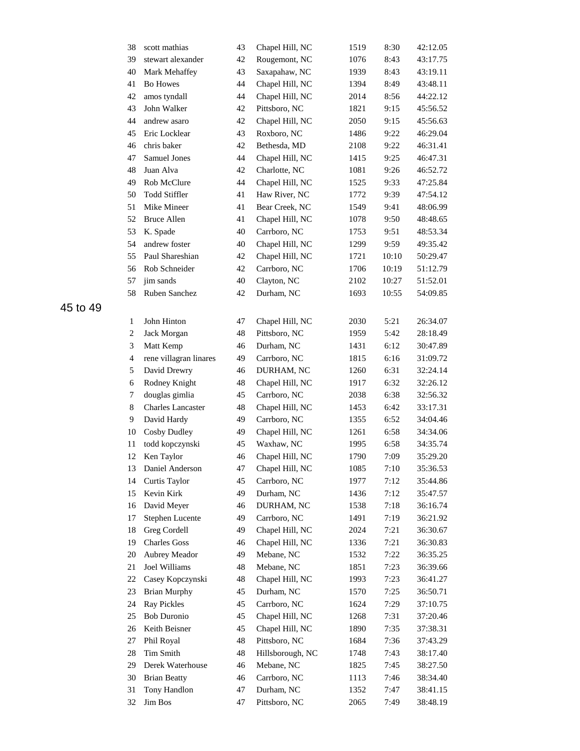| | | | | | | |
|---|---|---|---|---|---|---|
| 38 | scott mathias | 43 | Chapel Hill, NC | 1519 | 8:30 | 42:12.05 |
| 39 | stewart alexander | 42 | Rougemont, NC | 1076 | 8:43 | 43:17.75 |
| 40 | Mark Mehaffey | 43 | Saxapahaw, NC | 1939 | 8:43 | 43:19.11 |
| 41 | Bo Howes | 44 | Chapel Hill, NC | 1394 | 8:49 | 43:48.11 |
| 42 | amos tyndall | 44 | Chapel Hill, NC | 2014 | 8:56 | 44:22.12 |
| 43 | John Walker | 42 | Pittsboro, NC | 1821 | 9:15 | 45:56.52 |
| 44 | andrew asaro | 42 | Chapel Hill, NC | 2050 | 9:15 | 45:56.63 |
| 45 | Eric Locklear | 43 | Roxboro, NC | 1486 | 9:22 | 46:29.04 |
| 46 | chris baker | 42 | Bethesda, MD | 2108 | 9:22 | 46:31.41 |
| 47 | Samuel Jones | 44 | Chapel Hill, NC | 1415 | 9:25 | 46:47.31 |
| 48 | Juan Alva | 42 | Charlotte, NC | 1081 | 9:26 | 46:52.72 |
| 49 | Rob McClure | 44 | Chapel Hill, NC | 1525 | 9:33 | 47:25.84 |
| 50 | Todd Stiffler | 41 | Haw River, NC | 1772 | 9:39 | 47:54.12 |
| 51 | Mike Mineer | 41 | Bear Creek, NC | 1549 | 9:41 | 48:06.99 |
| 52 | Bruce Allen | 41 | Chapel Hill, NC | 1078 | 9:50 | 48:48.65 |
| 53 | K. Spade | 40 | Carrboro, NC | 1753 | 9:51 | 48:53.34 |
| 54 | andrew foster | 40 | Chapel Hill, NC | 1299 | 9:59 | 49:35.42 |
| 55 | Paul Shareshian | 42 | Chapel Hill, NC | 1721 | 10:10 | 50:29.47 |
| 56 | Rob Schneider | 42 | Carrboro, NC | 1706 | 10:19 | 51:12.79 |
| 57 | jim sands | 40 | Clayton, NC | 2102 | 10:27 | 51:52.01 |
| 58 | Ruben Sanchez | 42 | Durham, NC | 1693 | 10:55 | 54:09.85 |

## 45 to 49

| | | | | | | |
|---|---|---|---|---|---|---|
| 1 | John Hinton | 47 | Chapel Hill, NC | 2030 | 5:21 | 26:34.07 |
| 2 | Jack Morgan | 48 | Pittsboro, NC | 1959 | 5:42 | 28:18.49 |
| 3 | Matt Kemp | 46 | Durham, NC | 1431 | 6:12 | 30:47.89 |
| 4 | rene villagran linares | 49 | Carrboro, NC | 1815 | 6:16 | 31:09.72 |
| 5 | David Drewry | 46 | DURHAM, NC | 1260 | 6:31 | 32:24.14 |
| 6 | Rodney Knight | 48 | Chapel Hill, NC | 1917 | 6:32 | 32:26.12 |
| 7 | douglas gimlia | 45 | Carrboro, NC | 2038 | 6:38 | 32:56.32 |
| 8 | Charles Lancaster | 48 | Chapel Hill, NC | 1453 | 6:42 | 33:17.31 |
| 9 | David Hardy | 49 | Carrboro, NC | 1355 | 6:52 | 34:04.46 |
| 10 | Cosby Dudley | 49 | Chapel Hill, NC | 1261 | 6:58 | 34:34.06 |
| 11 | todd kopczynski | 45 | Waxhaw, NC | 1995 | 6:58 | 34:35.74 |
| 12 | Ken Taylor | 46 | Chapel Hill, NC | 1790 | 7:09 | 35:29.20 |
| 13 | Daniel Anderson | 47 | Chapel Hill, NC | 1085 | 7:10 | 35:36.53 |
| 14 | Curtis Taylor | 45 | Carrboro, NC | 1977 | 7:12 | 35:44.86 |
| 15 | Kevin Kirk | 49 | Durham, NC | 1436 | 7:12 | 35:47.57 |
| 16 | David Meyer | 46 | DURHAM, NC | 1538 | 7:18 | 36:16.74 |
| 17 | Stephen Lucente | 49 | Carrboro, NC | 1491 | 7:19 | 36:21.92 |
| 18 | Greg Cordell | 49 | Chapel Hill, NC | 2024 | 7:21 | 36:30.67 |
| 19 | Charles Goss | 46 | Chapel Hill, NC | 1336 | 7:21 | 36:30.83 |
| 20 | Aubrey Meador | 49 | Mebane, NC | 1532 | 7:22 | 36:35.25 |
| 21 | Joel Williams | 48 | Mebane, NC | 1851 | 7:23 | 36:39.66 |
| 22 | Casey Kopczynski | 48 | Chapel Hill, NC | 1993 | 7:23 | 36:41.27 |
| 23 | Brian Murphy | 45 | Durham, NC | 1570 | 7:25 | 36:50.71 |
| 24 | Ray Pickles | 45 | Carrboro, NC | 1624 | 7:29 | 37:10.75 |
| 25 | Bob Duronio | 45 | Chapel Hill, NC | 1268 | 7:31 | 37:20.46 |
| 26 | Keith Beisner | 45 | Chapel Hill, NC | 1890 | 7:35 | 37:38.31 |
| 27 | Phil Royal | 48 | Pittsboro, NC | 1684 | 7:36 | 37:43.29 |
| 28 | Tim Smith | 48 | Hillsborough, NC | 1748 | 7:43 | 38:17.40 |
| 29 | Derek Waterhouse | 46 | Mebane, NC | 1825 | 7:45 | 38:27.50 |
| 30 | Brian Beatty | 46 | Carrboro, NC | 1113 | 7:46 | 38:34.40 |
| 31 | Tony Handlon | 47 | Durham, NC | 1352 | 7:47 | 38:41.15 |
| 32 | Jim Bos | 47 | Pittsboro, NC | 2065 | 7:49 | 38:48.19 |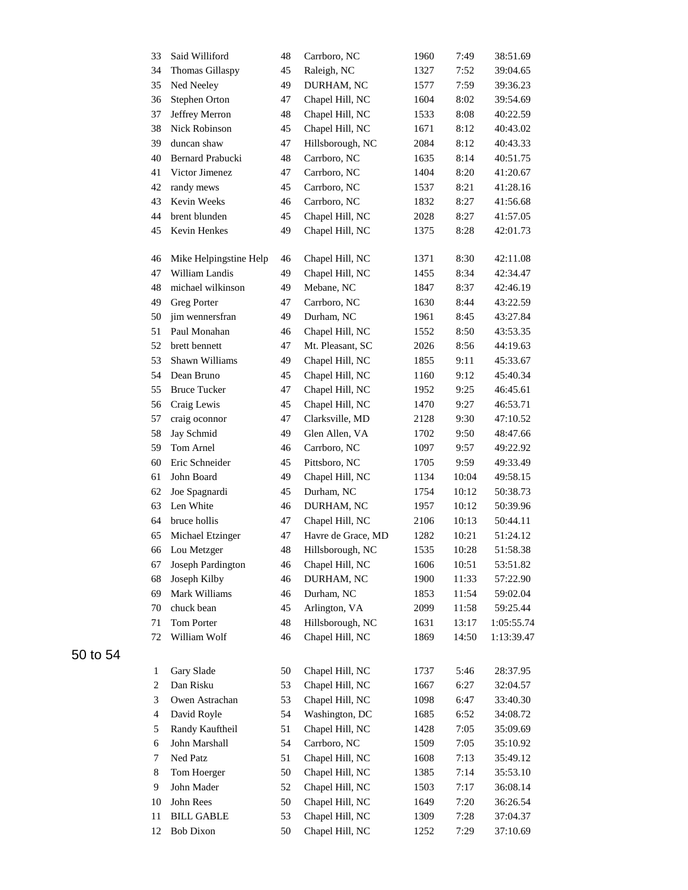| | | | | | | |
|---|---|---|---|---|---|---|
| 33 | Said Williford | 48 | Carrboro, NC | 1960 | 7:49 | 38:51.69 |
| 34 | Thomas Gillaspy | 45 | Raleigh, NC | 1327 | 7:52 | 39:04.65 |
| 35 | Ned Neeley | 49 | DURHAM, NC | 1577 | 7:59 | 39:36.23 |
| 36 | Stephen Orton | 47 | Chapel Hill, NC | 1604 | 8:02 | 39:54.69 |
| 37 | Jeffrey Merron | 48 | Chapel Hill, NC | 1533 | 8:08 | 40:22.59 |
| 38 | Nick Robinson | 45 | Chapel Hill, NC | 1671 | 8:12 | 40:43.02 |
| 39 | duncan shaw | 47 | Hillsborough, NC | 2084 | 8:12 | 40:43.33 |
| 40 | Bernard Prabucki | 48 | Carrboro, NC | 1635 | 8:14 | 40:51.75 |
| 41 | Victor Jimenez | 47 | Carrboro, NC | 1404 | 8:20 | 41:20.67 |
| 42 | randy mews | 45 | Carrboro, NC | 1537 | 8:21 | 41:28.16 |
| 43 | Kevin Weeks | 46 | Carrboro, NC | 1832 | 8:27 | 41:56.68 |
| 44 | brent blunden | 45 | Chapel Hill, NC | 2028 | 8:27 | 41:57.05 |
| 45 | Kevin Henkes | 49 | Chapel Hill, NC | 1375 | 8:28 | 42:01.73 |
| 46 | Mike Helpingstine Help | 46 | Chapel Hill, NC | 1371 | 8:30 | 42:11.08 |
| 47 | William Landis | 49 | Chapel Hill, NC | 1455 | 8:34 | 42:34.47 |
| 48 | michael wilkinson | 49 | Mebane, NC | 1847 | 8:37 | 42:46.19 |
| 49 | Greg Porter | 47 | Carrboro, NC | 1630 | 8:44 | 43:22.59 |
| 50 | jim wennersfran | 49 | Durham, NC | 1961 | 8:45 | 43:27.84 |
| 51 | Paul Monahan | 46 | Chapel Hill, NC | 1552 | 8:50 | 43:53.35 |
| 52 | brett bennett | 47 | Mt. Pleasant, SC | 2026 | 8:56 | 44:19.63 |
| 53 | Shawn Williams | 49 | Chapel Hill, NC | 1855 | 9:11 | 45:33.67 |
| 54 | Dean Bruno | 45 | Chapel Hill, NC | 1160 | 9:12 | 45:40.34 |
| 55 | Bruce Tucker | 47 | Chapel Hill, NC | 1952 | 9:25 | 46:45.61 |
| 56 | Craig Lewis | 45 | Chapel Hill, NC | 1470 | 9:27 | 46:53.71 |
| 57 | craig oconnor | 47 | Clarksville, MD | 2128 | 9:30 | 47:10.52 |
| 58 | Jay Schmid | 49 | Glen Allen, VA | 1702 | 9:50 | 48:47.66 |
| 59 | Tom Arnel | 46 | Carrboro, NC | 1097 | 9:57 | 49:22.92 |
| 60 | Eric Schneider | 45 | Pittsboro, NC | 1705 | 9:59 | 49:33.49 |
| 61 | John Board | 49 | Chapel Hill, NC | 1134 | 10:04 | 49:58.15 |
| 62 | Joe Spagnardi | 45 | Durham, NC | 1754 | 10:12 | 50:38.73 |
| 63 | Len White | 46 | DURHAM, NC | 1957 | 10:12 | 50:39.96 |
| 64 | bruce hollis | 47 | Chapel Hill, NC | 2106 | 10:13 | 50:44.11 |
| 65 | Michael Etzinger | 47 | Havre de Grace, MD | 1282 | 10:21 | 51:24.12 |
| 66 | Lou Metzger | 48 | Hillsborough, NC | 1535 | 10:28 | 51:58.38 |
| 67 | Joseph Pardington | 46 | Chapel Hill, NC | 1606 | 10:51 | 53:51.82 |
| 68 | Joseph Kilby | 46 | DURHAM, NC | 1900 | 11:33 | 57:22.90 |
| 69 | Mark Williams | 46 | Durham, NC | 1853 | 11:54 | 59:02.04 |
| 70 | chuck bean | 45 | Arlington, VA | 2099 | 11:58 | 59:25.44 |
| 71 | Tom Porter | 48 | Hillsborough, NC | 1631 | 13:17 | 1:05:55.74 |
| 72 | William Wolf | 46 | Chapel Hill, NC | 1869 | 14:50 | 1:13:39.47 |

## 50 to 54

| | | | | | | |
|---|---|---|---|---|---|---|
| 1 | Gary Slade | 50 | Chapel Hill, NC | 1737 | 5:46 | 28:37.95 |
| 2 | Dan Risku | 53 | Chapel Hill, NC | 1667 | 6:27 | 32:04.57 |
| 3 | Owen Astrachan | 53 | Chapel Hill, NC | 1098 | 6:47 | 33:40.30 |
| 4 | David Royle | 54 | Washington, DC | 1685 | 6:52 | 34:08.72 |
| 5 | Randy Kauftheil | 51 | Chapel Hill, NC | 1428 | 7:05 | 35:09.69 |
| 6 | John Marshall | 54 | Carrboro, NC | 1509 | 7:05 | 35:10.92 |
| 7 | Ned Patz | 51 | Chapel Hill, NC | 1608 | 7:13 | 35:49.12 |
| 8 | Tom Hoerger | 50 | Chapel Hill, NC | 1385 | 7:14 | 35:53.10 |
| 9 | John Mader | 52 | Chapel Hill, NC | 1503 | 7:17 | 36:08.14 |
| 10 | John Rees | 50 | Chapel Hill, NC | 1649 | 7:20 | 36:26.54 |
| 11 | BILL GABLE | 53 | Chapel Hill, NC | 1309 | 7:28 | 37:04.37 |
| 12 | Bob Dixon | 50 | Chapel Hill, NC | 1252 | 7:29 | 37:10.69 |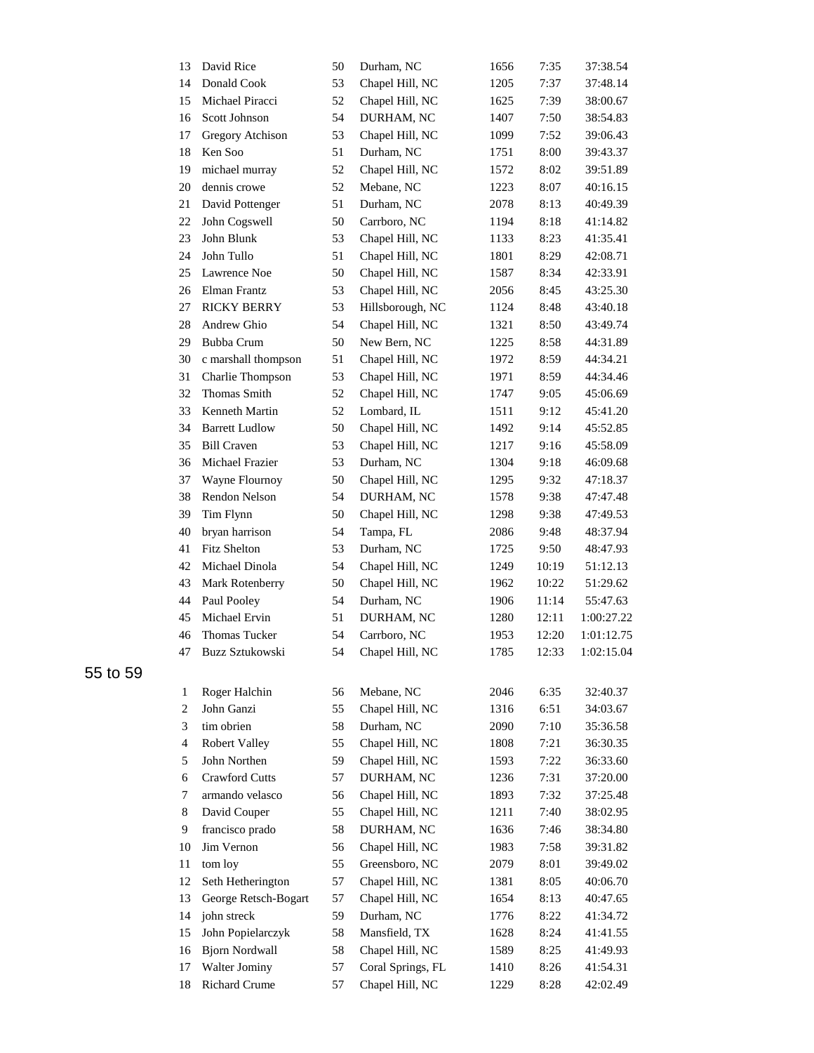| | | | | | | |
|---|---|---|---|---|---|---|
| 13 | David Rice | 50 | Durham, NC | 1656 | 7:35 | 37:38.54 |
| 14 | Donald Cook | 53 | Chapel Hill, NC | 1205 | 7:37 | 37:48.14 |
| 15 | Michael Piracci | 52 | Chapel Hill, NC | 1625 | 7:39 | 38:00.67 |
| 16 | Scott Johnson | 54 | DURHAM, NC | 1407 | 7:50 | 38:54.83 |
| 17 | Gregory Atchison | 53 | Chapel Hill, NC | 1099 | 7:52 | 39:06.43 |
| 18 | Ken Soo | 51 | Durham, NC | 1751 | 8:00 | 39:43.37 |
| 19 | michael murray | 52 | Chapel Hill, NC | 1572 | 8:02 | 39:51.89 |
| 20 | dennis crowe | 52 | Mebane, NC | 1223 | 8:07 | 40:16.15 |
| 21 | David Pottenger | 51 | Durham, NC | 2078 | 8:13 | 40:49.39 |
| 22 | John Cogswell | 50 | Carrboro, NC | 1194 | 8:18 | 41:14.82 |
| 23 | John Blunk | 53 | Chapel Hill, NC | 1133 | 8:23 | 41:35.41 |
| 24 | John Tullo | 51 | Chapel Hill, NC | 1801 | 8:29 | 42:08.71 |
| 25 | Lawrence Noe | 50 | Chapel Hill, NC | 1587 | 8:34 | 42:33.91 |
| 26 | Elman Frantz | 53 | Chapel Hill, NC | 2056 | 8:45 | 43:25.30 |
| 27 | RICKY BERRY | 53 | Hillsborough, NC | 1124 | 8:48 | 43:40.18 |
| 28 | Andrew Ghio | 54 | Chapel Hill, NC | 1321 | 8:50 | 43:49.74 |
| 29 | Bubba Crum | 50 | New Bern, NC | 1225 | 8:58 | 44:31.89 |
| 30 | c marshall thompson | 51 | Chapel Hill, NC | 1972 | 8:59 | 44:34.21 |
| 31 | Charlie Thompson | 53 | Chapel Hill, NC | 1971 | 8:59 | 44:34.46 |
| 32 | Thomas Smith | 52 | Chapel Hill, NC | 1747 | 9:05 | 45:06.69 |
| 33 | Kenneth Martin | 52 | Lombard, IL | 1511 | 9:12 | 45:41.20 |
| 34 | Barrett Ludlow | 50 | Chapel Hill, NC | 1492 | 9:14 | 45:52.85 |
| 35 | Bill Craven | 53 | Chapel Hill, NC | 1217 | 9:16 | 45:58.09 |
| 36 | Michael Frazier | 53 | Durham, NC | 1304 | 9:18 | 46:09.68 |
| 37 | Wayne Flournoy | 50 | Chapel Hill, NC | 1295 | 9:32 | 47:18.37 |
| 38 | Rendon Nelson | 54 | DURHAM, NC | 1578 | 9:38 | 47:47.48 |
| 39 | Tim Flynn | 50 | Chapel Hill, NC | 1298 | 9:38 | 47:49.53 |
| 40 | bryan harrison | 54 | Tampa, FL | 2086 | 9:48 | 48:37.94 |
| 41 | Fitz Shelton | 53 | Durham, NC | 1725 | 9:50 | 48:47.93 |
| 42 | Michael Dinola | 54 | Chapel Hill, NC | 1249 | 10:19 | 51:12.13 |
| 43 | Mark Rotenberry | 50 | Chapel Hill, NC | 1962 | 10:22 | 51:29.62 |
| 44 | Paul Pooley | 54 | Durham, NC | 1906 | 11:14 | 55:47.63 |
| 45 | Michael Ervin | 51 | DURHAM, NC | 1280 | 12:11 | 1:00:27.22 |
| 46 | Thomas Tucker | 54 | Carrboro, NC | 1953 | 12:20 | 1:01:12.75 |
| 47 | Buzz Sztukowski | 54 | Chapel Hill, NC | 1785 | 12:33 | 1:02:15.04 |

## 55 to 59

| | | | | | | |
|---|---|---|---|---|---|---|
| 1 | Roger Halchin | 56 | Mebane, NC | 2046 | 6:35 | 32:40.37 |
| 2 | John Ganzi | 55 | Chapel Hill, NC | 1316 | 6:51 | 34:03.67 |
| 3 | tim obrien | 58 | Durham, NC | 2090 | 7:10 | 35:36.58 |
| 4 | Robert Valley | 55 | Chapel Hill, NC | 1808 | 7:21 | 36:30.35 |
| 5 | John Northen | 59 | Chapel Hill, NC | 1593 | 7:22 | 36:33.60 |
| 6 | Crawford Cutts | 57 | DURHAM, NC | 1236 | 7:31 | 37:20.00 |
| 7 | armando velasco | 56 | Chapel Hill, NC | 1893 | 7:32 | 37:25.48 |
| 8 | David Couper | 55 | Chapel Hill, NC | 1211 | 7:40 | 38:02.95 |
| 9 | francisco prado | 58 | DURHAM, NC | 1636 | 7:46 | 38:34.80 |
| 10 | Jim Vernon | 56 | Chapel Hill, NC | 1983 | 7:58 | 39:31.82 |
| 11 | tom loy | 55 | Greensboro, NC | 2079 | 8:01 | 39:49.02 |
| 12 | Seth Hetherington | 57 | Chapel Hill, NC | 1381 | 8:05 | 40:06.70 |
| 13 | George Retsch-Bogart | 57 | Chapel Hill, NC | 1654 | 8:13 | 40:47.65 |
| 14 | john streck | 59 | Durham, NC | 1776 | 8:22 | 41:34.72 |
| 15 | John Popielarczyk | 58 | Mansfield, TX | 1628 | 8:24 | 41:41.55 |
| 16 | Bjorn Nordwall | 58 | Chapel Hill, NC | 1589 | 8:25 | 41:49.93 |
| 17 | Walter Jominy | 57 | Coral Springs, FL | 1410 | 8:26 | 41:54.31 |
| 18 | Richard Crume | 57 | Chapel Hill, NC | 1229 | 8:28 | 42:02.49 |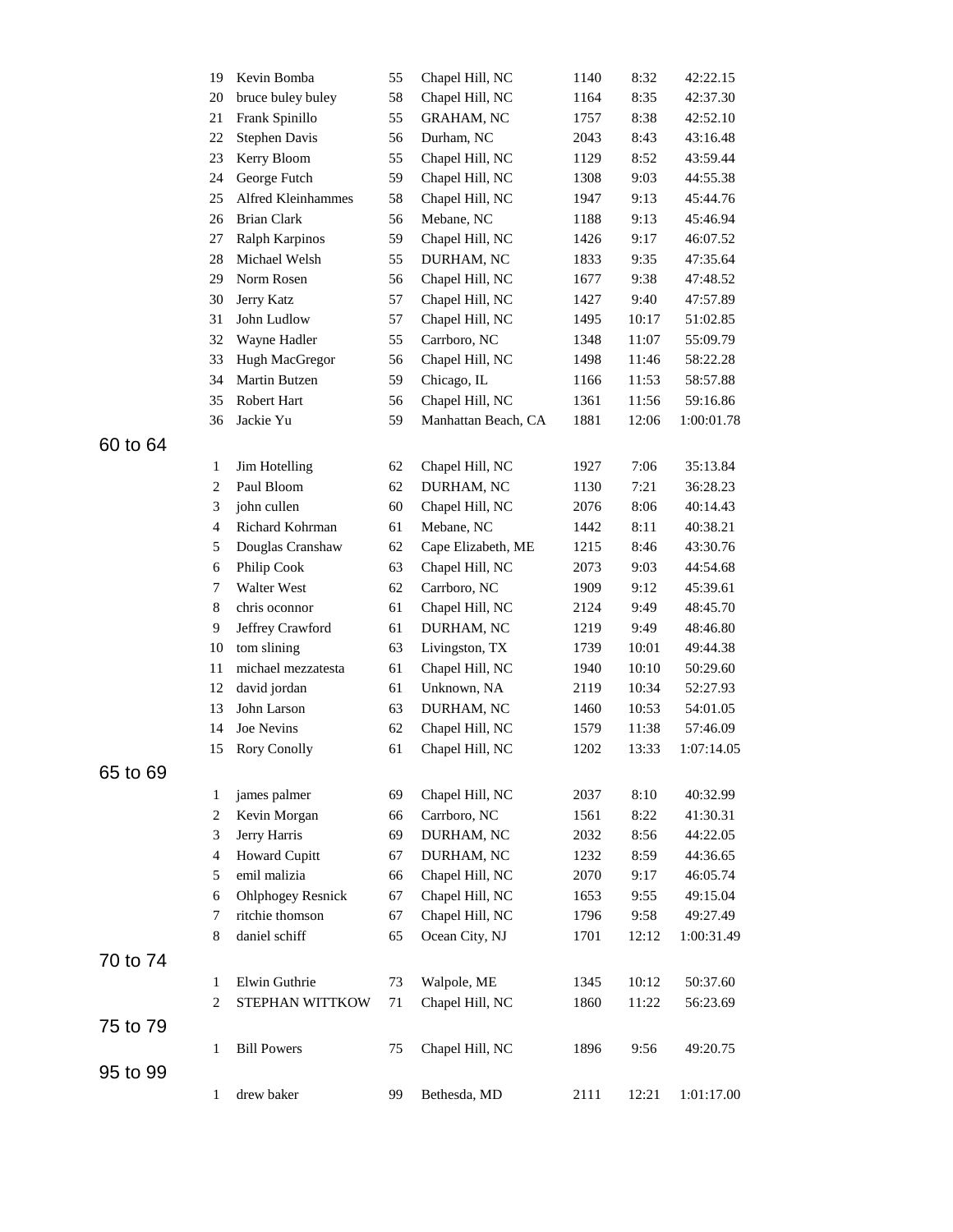| | | | | | | |
|---|---|---|---|---|---|---|
| 19 | Kevin Bomba | 55 | Chapel Hill, NC | 1140 | 8:32 | 42:22.15 |
| 20 | bruce buley buley | 58 | Chapel Hill, NC | 1164 | 8:35 | 42:37.30 |
| 21 | Frank Spinillo | 55 | GRAHAM, NC | 1757 | 8:38 | 42:52.10 |
| 22 | Stephen Davis | 56 | Durham, NC | 2043 | 8:43 | 43:16.48 |
| 23 | Kerry Bloom | 55 | Chapel Hill, NC | 1129 | 8:52 | 43:59.44 |
| 24 | George Futch | 59 | Chapel Hill, NC | 1308 | 9:03 | 44:55.38 |
| 25 | Alfred Kleinhammes | 58 | Chapel Hill, NC | 1947 | 9:13 | 45:44.76 |
| 26 | Brian Clark | 56 | Mebane, NC | 1188 | 9:13 | 45:46.94 |
| 27 | Ralph Karpinos | 59 | Chapel Hill, NC | 1426 | 9:17 | 46:07.52 |
| 28 | Michael Welsh | 55 | DURHAM, NC | 1833 | 9:35 | 47:35.64 |
| 29 | Norm Rosen | 56 | Chapel Hill, NC | 1677 | 9:38 | 47:48.52 |
| 30 | Jerry Katz | 57 | Chapel Hill, NC | 1427 | 9:40 | 47:57.89 |
| 31 | John Ludlow | 57 | Chapel Hill, NC | 1495 | 10:17 | 51:02.85 |
| 32 | Wayne Hadler | 55 | Carrboro, NC | 1348 | 11:07 | 55:09.79 |
| 33 | Hugh MacGregor | 56 | Chapel Hill, NC | 1498 | 11:46 | 58:22.28 |
| 34 | Martin Butzen | 59 | Chicago, IL | 1166 | 11:53 | 58:57.88 |
| 35 | Robert Hart | 56 | Chapel Hill, NC | 1361 | 11:56 | 59:16.86 |
| 36 | Jackie Yu | 59 | Manhattan Beach, CA | 1881 | 12:06 | 1:00:01.78 |

## 60 to 64

| | | | | | | |
|---|---|---|---|---|---|---|
| 1 | Jim Hotelling | 62 | Chapel Hill, NC | 1927 | 7:06 | 35:13.84 |
| 2 | Paul Bloom | 62 | DURHAM, NC | 1130 | 7:21 | 36:28.23 |
| 3 | john cullen | 60 | Chapel Hill, NC | 2076 | 8:06 | 40:14.43 |
| 4 | Richard Kohrman | 61 | Mebane, NC | 1442 | 8:11 | 40:38.21 |
| 5 | Douglas Cranshaw | 62 | Cape Elizabeth, ME | 1215 | 8:46 | 43:30.76 |
| 6 | Philip Cook | 63 | Chapel Hill, NC | 2073 | 9:03 | 44:54.68 |
| 7 | Walter West | 62 | Carrboro, NC | 1909 | 9:12 | 45:39.61 |
| 8 | chris oconnor | 61 | Chapel Hill, NC | 2124 | 9:49 | 48:45.70 |
| 9 | Jeffrey Crawford | 61 | DURHAM, NC | 1219 | 9:49 | 48:46.80 |
| 10 | tom slining | 63 | Livingston, TX | 1739 | 10:01 | 49:44.38 |
| 11 | michael mezzatesta | 61 | Chapel Hill, NC | 1940 | 10:10 | 50:29.60 |
| 12 | david jordan | 61 | Unknown, NA | 2119 | 10:34 | 52:27.93 |
| 13 | John Larson | 63 | DURHAM, NC | 1460 | 10:53 | 54:01.05 |
| 14 | Joe Nevins | 62 | Chapel Hill, NC | 1579 | 11:38 | 57:46.09 |
| 15 | Rory Conolly | 61 | Chapel Hill, NC | 1202 | 13:33 | 1:07:14.05 |

## 65 to 69

| | | | | | | |
|---|---|---|---|---|---|---|
| 1 | james palmer | 69 | Chapel Hill, NC | 2037 | 8:10 | 40:32.99 |
| 2 | Kevin Morgan | 66 | Carrboro, NC | 1561 | 8:22 | 41:30.31 |
| 3 | Jerry Harris | 69 | DURHAM, NC | 2032 | 8:56 | 44:22.05 |
| 4 | Howard Cupitt | 67 | DURHAM, NC | 1232 | 8:59 | 44:36.65 |
| 5 | emil malizia | 66 | Chapel Hill, NC | 2070 | 9:17 | 46:05.74 |
| 6 | Ohlphogey Resnick | 67 | Chapel Hill, NC | 1653 | 9:55 | 49:15.04 |
| 7 | ritchie thomson | 67 | Chapel Hill, NC | 1796 | 9:58 | 49:27.49 |
| 8 | daniel schiff | 65 | Ocean City, NJ | 1701 | 12:12 | 1:00:31.49 |

## 70 to 74

| | | | | | | |
|---|---|---|---|---|---|---|
| 1 | Elwin Guthrie | 73 | Walpole, ME | 1345 | 10:12 | 50:37.60 |
| 2 | STEPHAN WITTKOW | 71 | Chapel Hill, NC | 1860 | 11:22 | 56:23.69 |

## 75 to 79

| | | | | | | |
|---|---|---|---|---|---|---|
| 1 | Bill Powers | 75 | Chapel Hill, NC | 1896 | 9:56 | 49:20.75 |

## 95 to 99

| | | | | | | |
|---|---|---|---|---|---|---|
| 1 | drew baker | 99 | Bethesda, MD | 2111 | 12:21 | 1:01:17.00 |